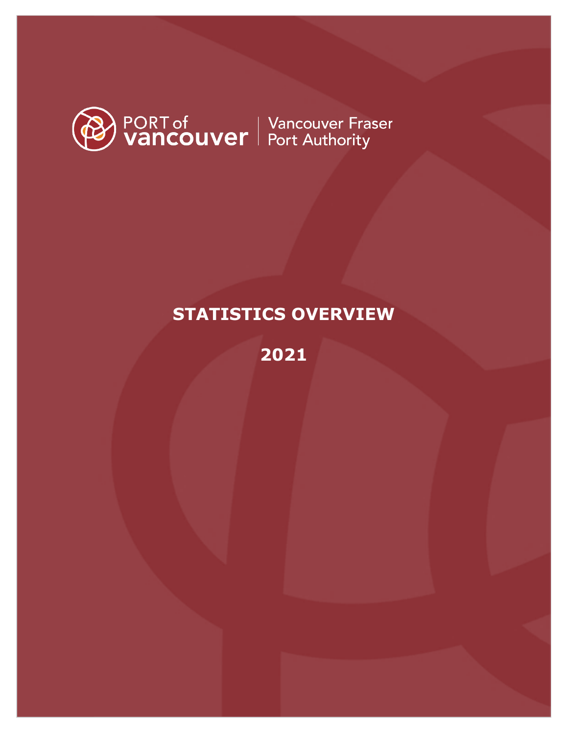PORT of vancouver | Vancouver Fraser Port Authority

# STATISTICS OVERVIEW

# 2021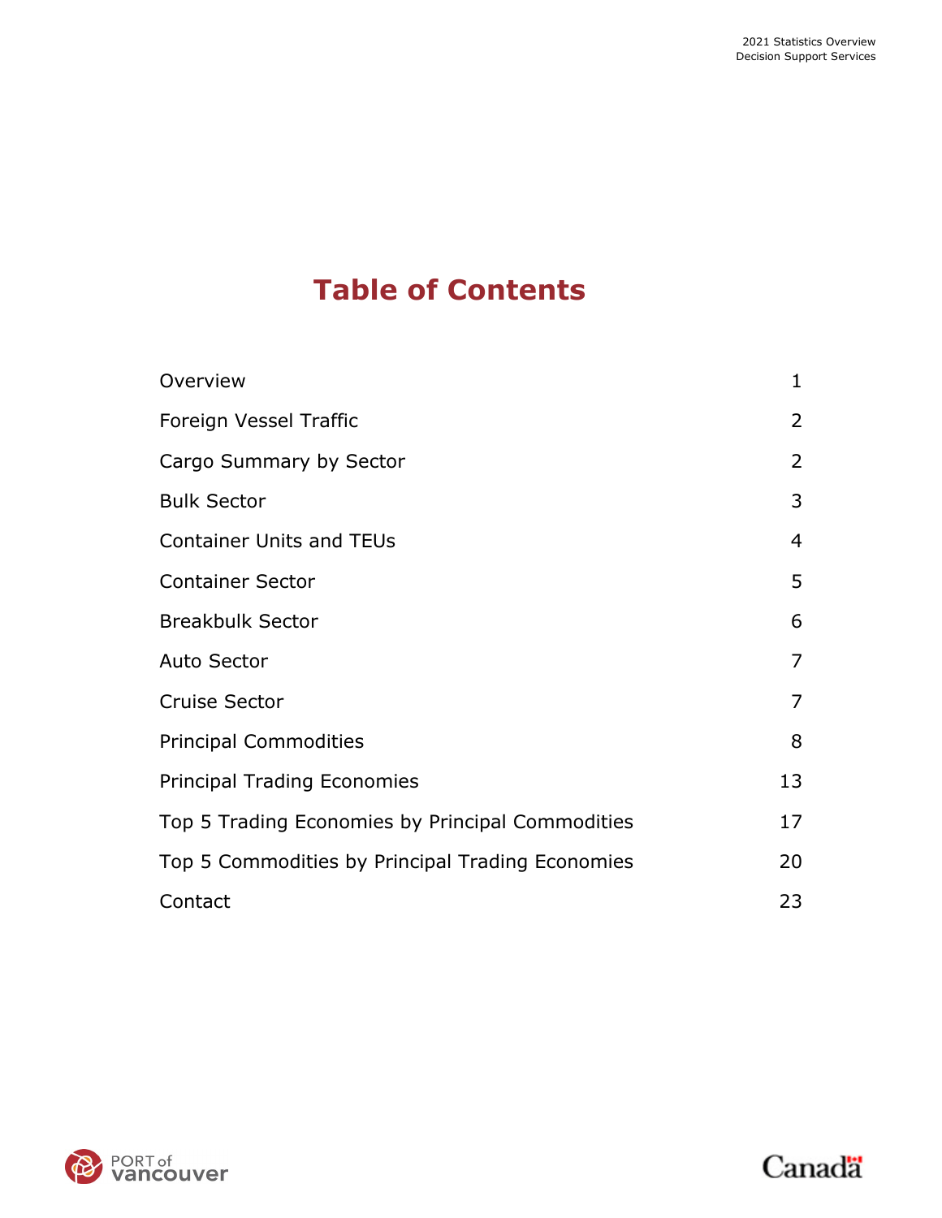# Table of Contents

| | |
|---|---|
| Overview | 1 |
| Foreign Vessel Traffic | 2 |
| Cargo Summary by Sector | 2 |
| Bulk Sector | 3 |
| Container Units and TEUs | 4 |
| Container Sector | 5 |
| Breakbulk Sector | 6 |
| Auto Sector | 7 |
| Cruise Sector | 7 |
| Principal Commodities | 8 |
| Principal Trading Economies | 13 |
| Top 5 Trading Economies by Principal Commodities | 17 |
| Top 5 Commodities by Principal Trading Economies | 20 |
| Contact | 23 |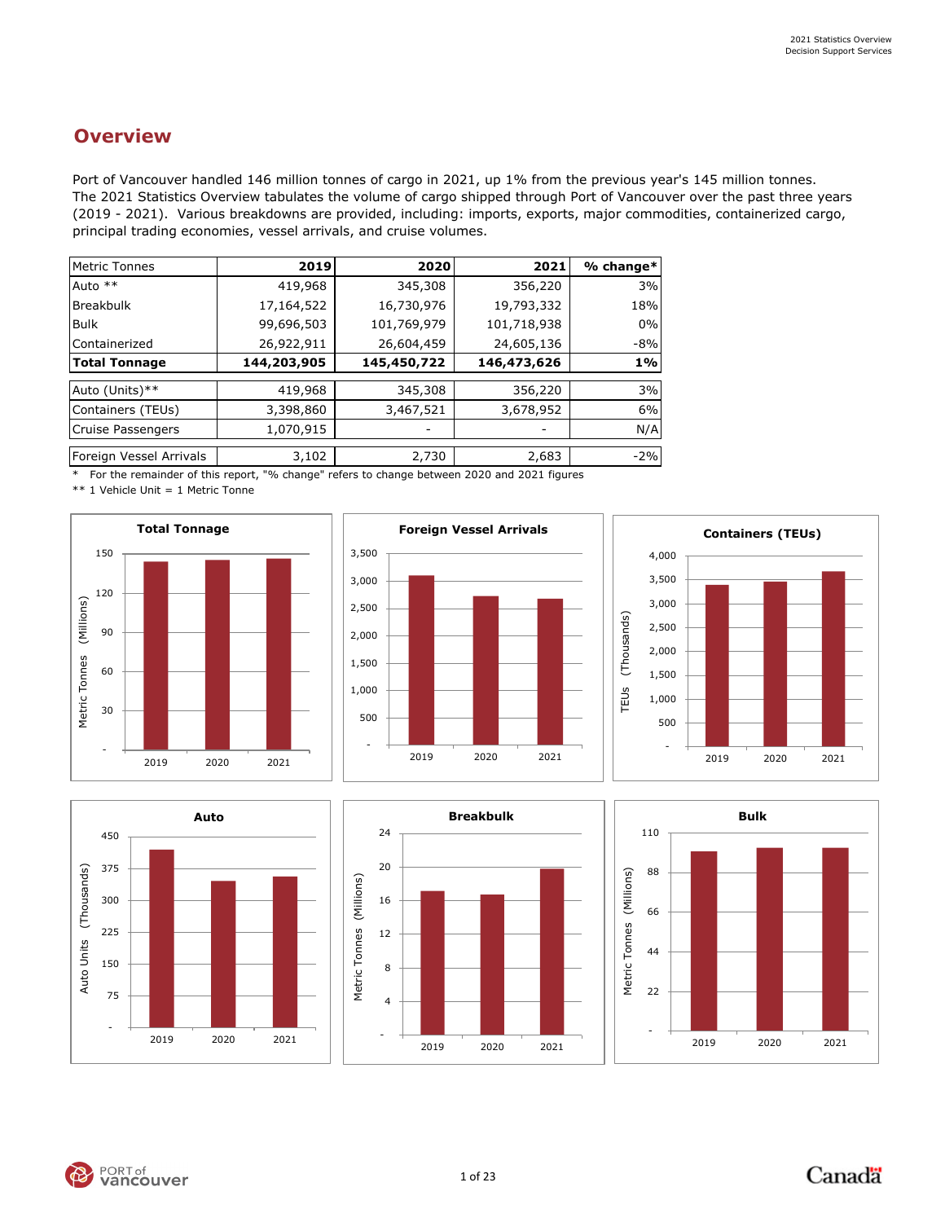## Overview

Port of Vancouver handled 146 million tonnes of cargo in 2021, up 1% from the previous year's 145 million tonnes. The 2021 Statistics Overview tabulates the volume of cargo shipped through Port of Vancouver over the past three years (2019 - 2021). Various breakdowns are provided, including: imports, exports, major commodities, containerized cargo, principal trading economies, vessel arrivals, and cruise volumes.

| Metric Tonnes | 2019 | 2020 | 2021 | % change* |
|---|---|---|---|---|
| Auto ** | 419,968 | 345,308 | 356,220 | 3% |
| Breakbulk | 17,164,522 | 16,730,976 | 19,793,332 | 18% |
| Bulk | 99,696,503 | 101,769,979 | 101,718,938 | 0% |
| Containerized | 26,922,911 | 26,604,459 | 24,605,136 | -8% |
| **Total Tonnage** | **144,203,905** | **145,450,722** | **146,473,626** | **1%** |
| Auto (Units)** | 419,968 | 345,308 | 356,220 | 3% |
| Containers (TEUs) | 3,398,860 | 3,467,521 | 3,678,952 | 6% |
| Cruise Passengers | 1,070,915 | - | - | N/A |
| Foreign Vessel Arrivals | 3,102 | 2,730 | 2,683 | -2% |

\* For the remainder of this report, "% change" refers to change between 2020 and 2021 figures

** 1 Vehicle Unit = 1 Metric Tonne

**Total Tonnage**
Metric Tonnes (Millions)
150
120
90
60
30
-
2019 2020 2021

**Foreign Vessel Arrivals**
3,500
3,000
2,500
2,000
1,500
1,000
500
-
2019 2020 2021

**Containers (TEUs)**
TEUs (Thousands)
4,000
3,500
3,000
2,500
2,000
1,500
1,000
500
-
2019 2020 2021

**Auto**
Auto Units (Thousands)
450
375
300
225
150
75
-
2019 2020 2021

**Breakbulk**
Metric Tonnes (Millions)
24
20
16
12
8
4
-
2019 2020 2021

**Bulk**
Metric Tonnes (Millions)
110
88
66
44
22
-
2019 2020 2021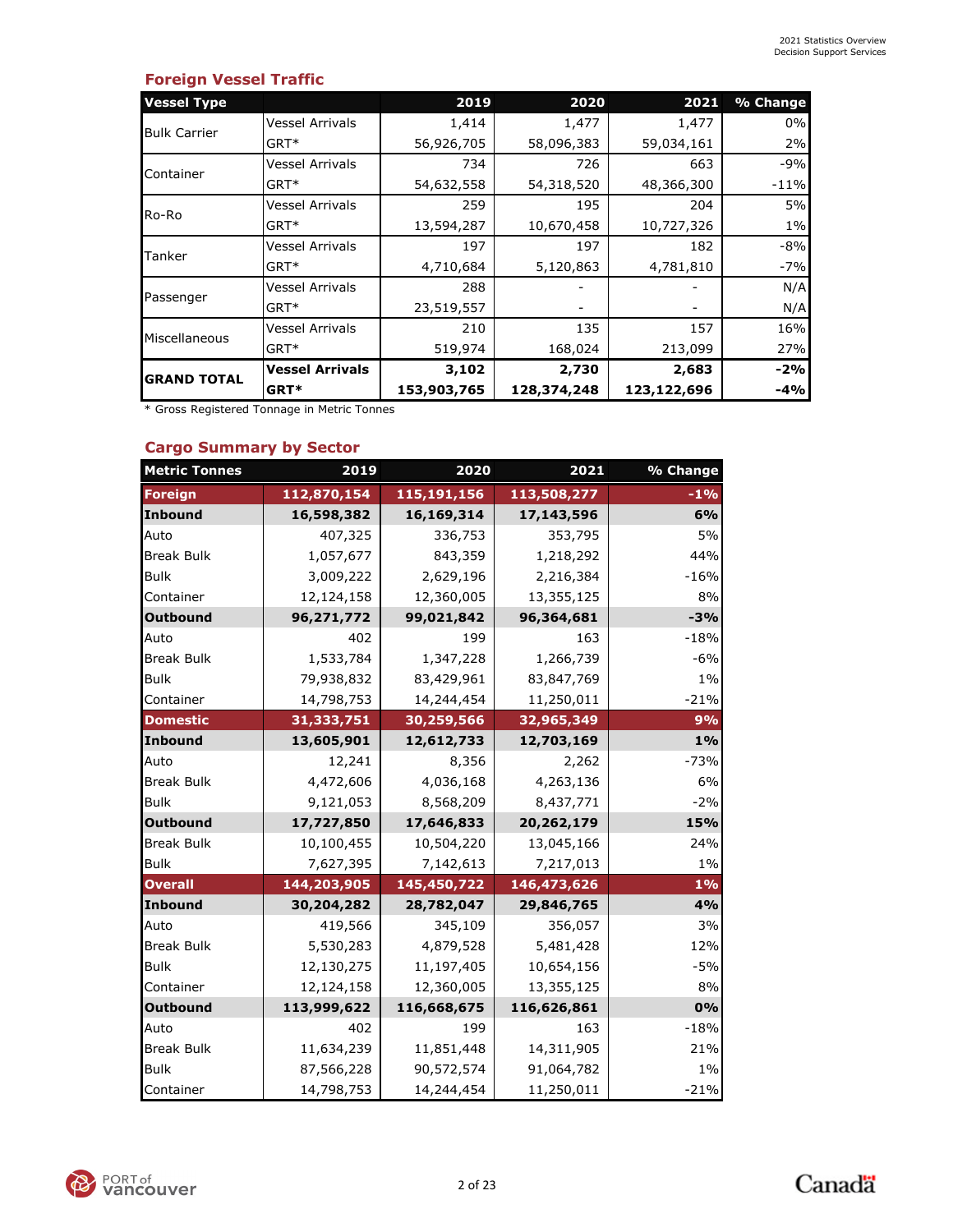## Foreign Vessel Traffic

| Vessel Type | | 2019 | 2020 | 2021 | % Change |
|---|---|---|---|---|---|
| Bulk Carrier | Vessel Arrivals | 1,414 | 1,477 | 1,477 | 0% |
| | GRT* | 56,926,705 | 58,096,383 | 59,034,161 | 2% |
| Container | Vessel Arrivals | 734 | 726 | 663 | -9% |
| | GRT* | 54,632,558 | 54,318,520 | 48,366,300 | -11% |
| Ro-Ro | Vessel Arrivals | 259 | 195 | 204 | 5% |
| | GRT* | 13,594,287 | 10,670,458 | 10,727,326 | 1% |
| Tanker | Vessel Arrivals | 197 | 197 | 182 | -8% |
| | GRT* | 4,710,684 | 5,120,863 | 4,781,810 | -7% |
| Passenger | Vessel Arrivals | 288 | - | - | N/A |
| | GRT* | 23,519,557 | - | - | N/A |
| Miscellaneous | Vessel Arrivals | 210 | 135 | 157 | 16% |
| | GRT* | 519,974 | 168,024 | 213,099 | 27% |
| **GRAND TOTAL** | **Vessel Arrivals** | **3,102** | **2,730** | **2,683** | **-2%** |
| | **GRT*** | **153,903,765** | **128,374,248** | **123,122,696** | **-4%** |

* Gross Registered Tonnage in Metric Tonnes

## Cargo Summary by Sector

| Metric Tonnes | 2019 | 2020 | 2021 | % Change |
|---|---|---|---|---|
| **Foreign** | **112,870,154** | **115,191,156** | **113,508,277** | **-1%** |
| **Inbound** | **16,598,382** | **16,169,314** | **17,143,596** | **6%** |
| Auto | 407,325 | 336,753 | 353,795 | 5% |
| Break Bulk | 1,057,677 | 843,359 | 1,218,292 | 44% |
| Bulk | 3,009,222 | 2,629,196 | 2,216,384 | -16% |
| Container | 12,124,158 | 12,360,005 | 13,355,125 | 8% |
| **Outbound** | **96,271,772** | **99,021,842** | **96,364,681** | **-3%** |
| Auto | 402 | 199 | 163 | -18% |
| Break Bulk | 1,533,784 | 1,347,228 | 1,266,739 | -6% |
| Bulk | 79,938,832 | 83,429,961 | 83,847,769 | 1% |
| Container | 14,798,753 | 14,244,454 | 11,250,011 | -21% |
| **Domestic** | **31,333,751** | **30,259,566** | **32,965,349** | **9%** |
| **Inbound** | **13,605,901** | **12,612,733** | **12,703,169** | **1%** |
| Auto | 12,241 | 8,356 | 2,262 | -73% |
| Break Bulk | 4,472,606 | 4,036,168 | 4,263,136 | 6% |
| Bulk | 9,121,053 | 8,568,209 | 8,437,771 | -2% |
| **Outbound** | **17,727,850** | **17,646,833** | **20,262,179** | **15%** |
| Break Bulk | 10,100,455 | 10,504,220 | 13,045,166 | 24% |
| Bulk | 7,627,395 | 7,142,613 | 7,217,013 | 1% |
| **Overall** | **144,203,905** | **145,450,722** | **146,473,626** | **1%** |
| **Inbound** | **30,204,282** | **28,782,047** | **29,846,765** | **4%** |
| Auto | 419,566 | 345,109 | 356,057 | 3% |
| Break Bulk | 5,530,283 | 4,879,528 | 5,481,428 | 12% |
| Bulk | 12,130,275 | 11,197,405 | 10,654,156 | -5% |
| Container | 12,124,158 | 12,360,005 | 13,355,125 | 8% |
| **Outbound** | **113,999,622** | **116,668,675** | **116,626,861** | **0%** |
| Auto | 402 | 199 | 163 | -18% |
| Break Bulk | 11,634,239 | 11,851,448 | 14,311,905 | 21% |
| Bulk | 87,566,228 | 90,572,574 | 91,064,782 | 1% |
| Container | 14,798,753 | 14,244,454 | 11,250,011 | -21% |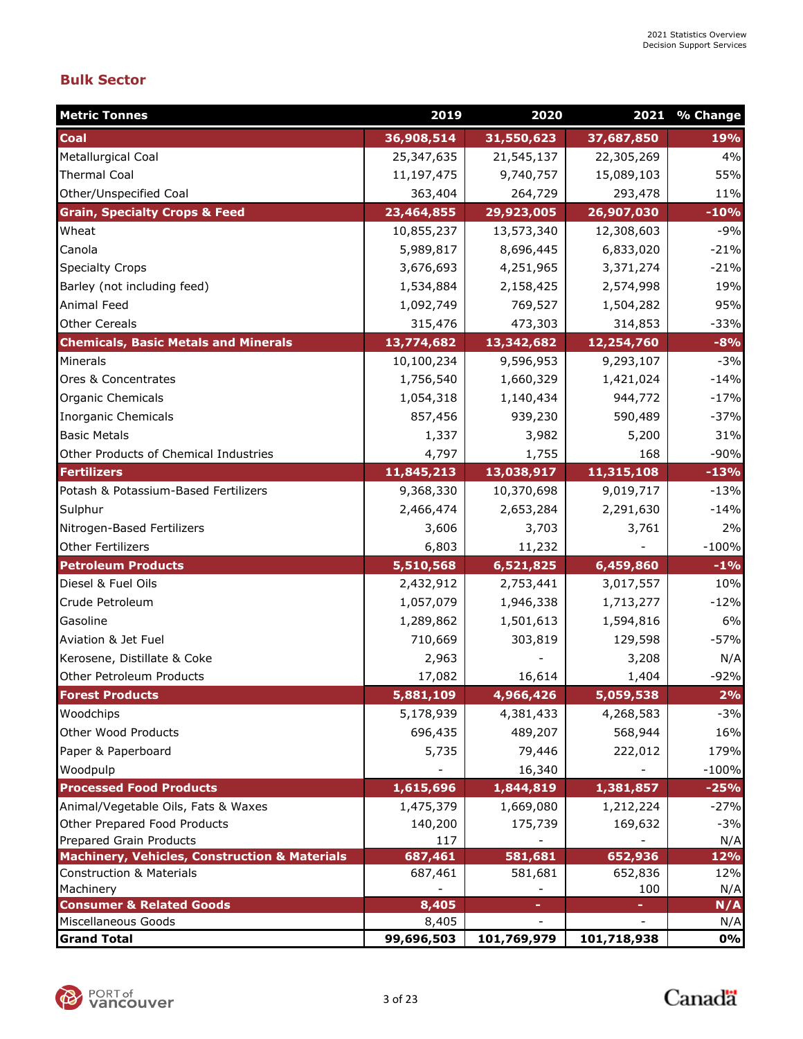## Bulk Sector

| Metric Tonnes | 2019 | 2020 | 2021 | % Change |
|---|---|---|---|---|
| **Coal** | **36,908,514** | **31,550,623** | **37,687,850** | **19%** |
| Metallurgical Coal | 25,347,635 | 21,545,137 | 22,305,269 | 4% |
| Thermal Coal | 11,197,475 | 9,740,757 | 15,089,103 | 55% |
| Other/Unspecified Coal | 363,404 | 264,729 | 293,478 | 11% |
| **Grain, Specialty Crops & Feed** | **23,464,855** | **29,923,005** | **26,907,030** | **-10%** |
| Wheat | 10,855,237 | 13,573,340 | 12,308,603 | -9% |
| Canola | 5,989,817 | 8,696,445 | 6,833,020 | -21% |
| Specialty Crops | 3,676,693 | 4,251,965 | 3,371,274 | -21% |
| Barley (not including feed) | 1,534,884 | 2,158,425 | 2,574,998 | 19% |
| Animal Feed | 1,092,749 | 769,527 | 1,504,282 | 95% |
| Other Cereals | 315,476 | 473,303 | 314,853 | -33% |
| **Chemicals, Basic Metals and Minerals** | **13,774,682** | **13,342,682** | **12,254,760** | **-8%** |
| Minerals | 10,100,234 | 9,596,953 | 9,293,107 | -3% |
| Ores & Concentrates | 1,756,540 | 1,660,329 | 1,421,024 | -14% |
| Organic Chemicals | 1,054,318 | 1,140,434 | 944,772 | -17% |
| Inorganic Chemicals | 857,456 | 939,230 | 590,489 | -37% |
| Basic Metals | 1,337 | 3,982 | 5,200 | 31% |
| Other Products of Chemical Industries | 4,797 | 1,755 | 168 | -90% |
| **Fertilizers** | **11,845,213** | **13,038,917** | **11,315,108** | **-13%** |
| Potash & Potassium-Based Fertilizers | 9,368,330 | 10,370,698 | 9,019,717 | -13% |
| Sulphur | 2,466,474 | 2,653,284 | 2,291,630 | -14% |
| Nitrogen-Based Fertilizers | 3,606 | 3,703 | 3,761 | 2% |
| Other Fertilizers | 6,803 | 11,232 | - | -100% |
| **Petroleum Products** | **5,510,568** | **6,521,825** | **6,459,860** | **-1%** |
| Diesel & Fuel Oils | 2,432,912 | 2,753,441 | 3,017,557 | 10% |
| Crude Petroleum | 1,057,079 | 1,946,338 | 1,713,277 | -12% |
| Gasoline | 1,289,862 | 1,501,613 | 1,594,816 | 6% |
| Aviation & Jet Fuel | 710,669 | 303,819 | 129,598 | -57% |
| Kerosene, Distillate & Coke | 2,963 | - | 3,208 | N/A |
| Other Petroleum Products | 17,082 | 16,614 | 1,404 | -92% |
| **Forest Products** | **5,881,109** | **4,966,426** | **5,059,538** | **2%** |
| Woodchips | 5,178,939 | 4,381,433 | 4,268,583 | -3% |
| Other Wood Products | 696,435 | 489,207 | 568,944 | 16% |
| Paper & Paperboard | 5,735 | 79,446 | 222,012 | 179% |
| Woodpulp | - | 16,340 | - | -100% |
| **Processed Food Products** | **1,615,696** | **1,844,819** | **1,381,857** | **-25%** |
| Animal/Vegetable Oils, Fats & Waxes | 1,475,379 | 1,669,080 | 1,212,224 | -27% |
| Other Prepared Food Products | 140,200 | 175,739 | 169,632 | -3% |
| Prepared Grain Products | 117 | - | - | N/A |
| **Machinery, Vehicles, Construction & Materials** | **687,461** | **581,681** | **652,936** | **12%** |
| Construction & Materials | 687,461 | 581,681 | 652,836 | 12% |
| Machinery | - | - | 100 | N/A |
| **Consumer & Related Goods** | **8,405** | **-** | **-** | **N/A** |
| Miscellaneous Goods | 8,405 | - | - | N/A |
| **Grand Total** | **99,696,503** | **101,769,979** | **101,718,938** | **0%** |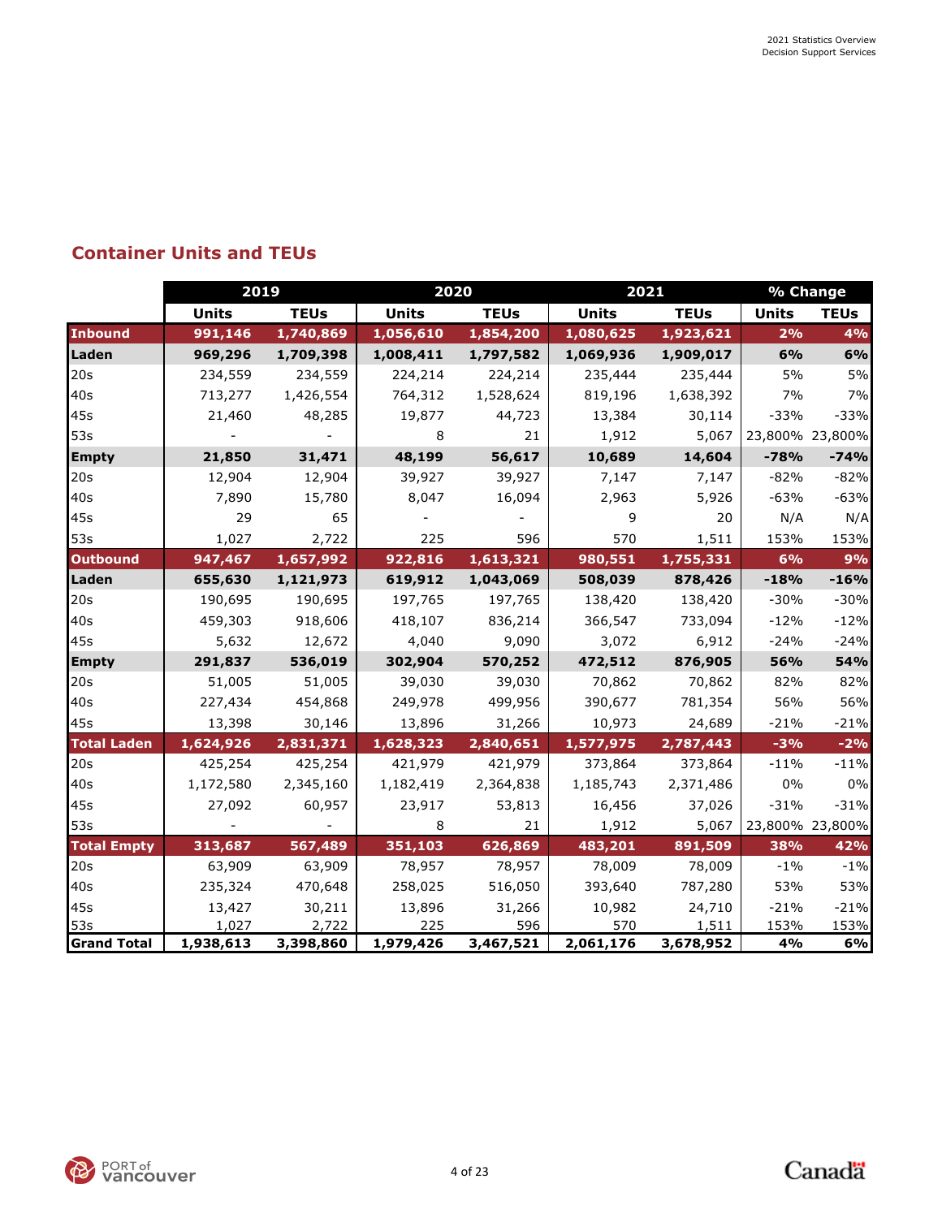## Container Units and TEUs

| | 2019 | | 2020 | | 2021 | | % Change | |
|---|---|---|---|---|---|---|---|---|
| | Units | TEUs | Units | TEUs | Units | TEUs | Units | TEUs |
| **Inbound** | **991,146** | **1,740,869** | **1,056,610** | **1,854,200** | **1,080,625** | **1,923,621** | **2%** | **4%** |
| **Laden** | **969,296** | **1,709,398** | **1,008,411** | **1,797,582** | **1,069,936** | **1,909,017** | **6%** | **6%** |
| 20s | 234,559 | 234,559 | 224,214 | 224,214 | 235,444 | 235,444 | 5% | 5% |
| 40s | 713,277 | 1,426,554 | 764,312 | 1,528,624 | 819,196 | 1,638,392 | 7% | 7% |
| 45s | 21,460 | 48,285 | 19,877 | 44,723 | 13,384 | 30,114 | -33% | -33% |
| 53s | - | - | 8 | 21 | 1,912 | 5,067 | 23,800% | 23,800% |
| **Empty** | **21,850** | **31,471** | **48,199** | **56,617** | **10,689** | **14,604** | **-78%** | **-74%** |
| 20s | 12,904 | 12,904 | 39,927 | 39,927 | 7,147 | 7,147 | -82% | -82% |
| 40s | 7,890 | 15,780 | 8,047 | 16,094 | 2,963 | 5,926 | -63% | -63% |
| 45s | 29 | 65 | - | - | 9 | 20 | N/A | N/A |
| 53s | 1,027 | 2,722 | 225 | 596 | 570 | 1,511 | 153% | 153% |
| **Outbound** | **947,467** | **1,657,992** | **922,816** | **1,613,321** | **980,551** | **1,755,331** | **6%** | **9%** |
| **Laden** | **655,630** | **1,121,973** | **619,912** | **1,043,069** | **508,039** | **878,426** | **-18%** | **-16%** |
| 20s | 190,695 | 190,695 | 197,765 | 197,765 | 138,420 | 138,420 | -30% | -30% |
| 40s | 459,303 | 918,606 | 418,107 | 836,214 | 366,547 | 733,094 | -12% | -12% |
| 45s | 5,632 | 12,672 | 4,040 | 9,090 | 3,072 | 6,912 | -24% | -24% |
| **Empty** | **291,837** | **536,019** | **302,904** | **570,252** | **472,512** | **876,905** | **56%** | **54%** |
| 20s | 51,005 | 51,005 | 39,030 | 39,030 | 70,862 | 70,862 | 82% | 82% |
| 40s | 227,434 | 454,868 | 249,978 | 499,956 | 390,677 | 781,354 | 56% | 56% |
| 45s | 13,398 | 30,146 | 13,896 | 31,266 | 10,973 | 24,689 | -21% | -21% |
| **Total Laden** | **1,624,926** | **2,831,371** | **1,628,323** | **2,840,651** | **1,577,975** | **2,787,443** | **-3%** | **-2%** |
| 20s | 425,254 | 425,254 | 421,979 | 421,979 | 373,864 | 373,864 | -11% | -11% |
| 40s | 1,172,580 | 2,345,160 | 1,182,419 | 2,364,838 | 1,185,743 | 2,371,486 | 0% | 0% |
| 45s | 27,092 | 60,957 | 23,917 | 53,813 | 16,456 | 37,026 | -31% | -31% |
| 53s | - | - | 8 | 21 | 1,912 | 5,067 | 23,800% | 23,800% |
| **Total Empty** | **313,687** | **567,489** | **351,103** | **626,869** | **483,201** | **891,509** | **38%** | **42%** |
| 20s | 63,909 | 63,909 | 78,957 | 78,957 | 78,009 | 78,009 | -1% | -1% |
| 40s | 235,324 | 470,648 | 258,025 | 516,050 | 393,640 | 787,280 | 53% | 53% |
| 45s | 13,427 | 30,211 | 13,896 | 31,266 | 10,982 | 24,710 | -21% | -21% |
| 53s | 1,027 | 2,722 | 225 | 596 | 570 | 1,511 | 153% | 153% |
| **Grand Total** | **1,938,613** | **3,398,860** | **1,979,426** | **3,467,521** | **2,061,176** | **3,678,952** | **4%** | **6%** |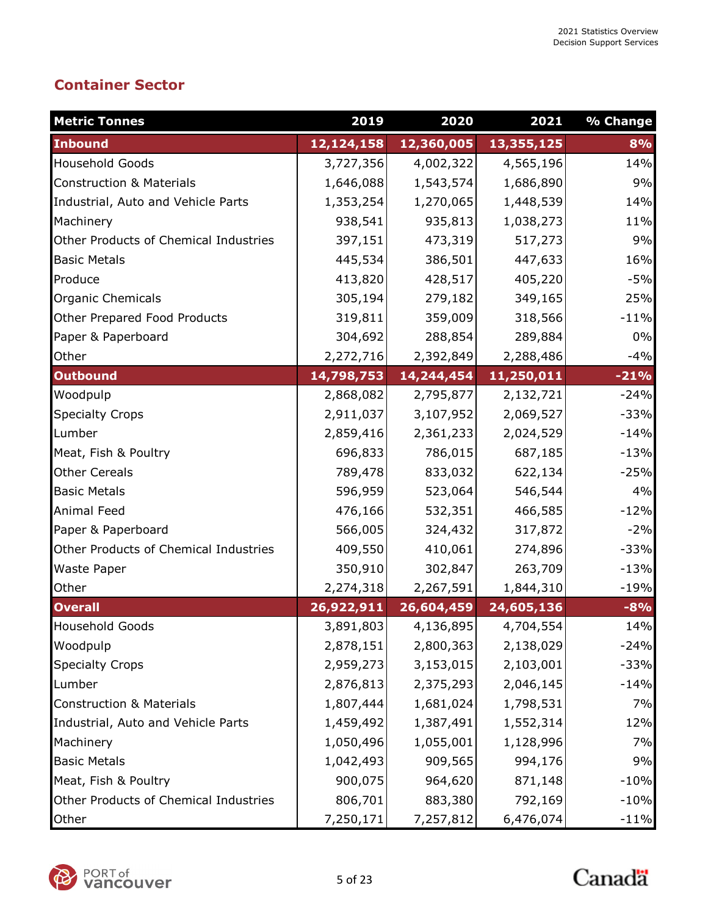## Container Sector

| Metric Tonnes | 2019 | 2020 | 2021 | % Change |
|---|---|---|---|---|
| **Inbound** | **12,124,158** | **12,360,005** | **13,355,125** | **8%** |
| Household Goods | 3,727,356 | 4,002,322 | 4,565,196 | 14% |
| Construction & Materials | 1,646,088 | 1,543,574 | 1,686,890 | 9% |
| Industrial, Auto and Vehicle Parts | 1,353,254 | 1,270,065 | 1,448,539 | 14% |
| Machinery | 938,541 | 935,813 | 1,038,273 | 11% |
| Other Products of Chemical Industries | 397,151 | 473,319 | 517,273 | 9% |
| Basic Metals | 445,534 | 386,501 | 447,633 | 16% |
| Produce | 413,820 | 428,517 | 405,220 | -5% |
| Organic Chemicals | 305,194 | 279,182 | 349,165 | 25% |
| Other Prepared Food Products | 319,811 | 359,009 | 318,566 | -11% |
| Paper & Paperboard | 304,692 | 288,854 | 289,884 | 0% |
| Other | 2,272,716 | 2,392,849 | 2,288,486 | -4% |
| **Outbound** | **14,798,753** | **14,244,454** | **11,250,011** | **-21%** |
| Woodpulp | 2,868,082 | 2,795,877 | 2,132,721 | -24% |
| Specialty Crops | 2,911,037 | 3,107,952 | 2,069,527 | -33% |
| Lumber | 2,859,416 | 2,361,233 | 2,024,529 | -14% |
| Meat, Fish & Poultry | 696,833 | 786,015 | 687,185 | -13% |
| Other Cereals | 789,478 | 833,032 | 622,134 | -25% |
| Basic Metals | 596,959 | 523,064 | 546,544 | 4% |
| Animal Feed | 476,166 | 532,351 | 466,585 | -12% |
| Paper & Paperboard | 566,005 | 324,432 | 317,872 | -2% |
| Other Products of Chemical Industries | 409,550 | 410,061 | 274,896 | -33% |
| Waste Paper | 350,910 | 302,847 | 263,709 | -13% |
| Other | 2,274,318 | 2,267,591 | 1,844,310 | -19% |
| **Overall** | **26,922,911** | **26,604,459** | **24,605,136** | **-8%** |
| Household Goods | 3,891,803 | 4,136,895 | 4,704,554 | 14% |
| Woodpulp | 2,878,151 | 2,800,363 | 2,138,029 | -24% |
| Specialty Crops | 2,959,273 | 3,153,015 | 2,103,001 | -33% |
| Lumber | 2,876,813 | 2,375,293 | 2,046,145 | -14% |
| Construction & Materials | 1,807,444 | 1,681,024 | 1,798,531 | 7% |
| Industrial, Auto and Vehicle Parts | 1,459,492 | 1,387,491 | 1,552,314 | 12% |
| Machinery | 1,050,496 | 1,055,001 | 1,128,996 | 7% |
| Basic Metals | 1,042,493 | 909,565 | 994,176 | 9% |
| Meat, Fish & Poultry | 900,075 | 964,620 | 871,148 | -10% |
| Other Products of Chemical Industries | 806,701 | 883,380 | 792,169 | -10% |
| Other | 7,250,171 | 7,257,812 | 6,476,074 | -11% |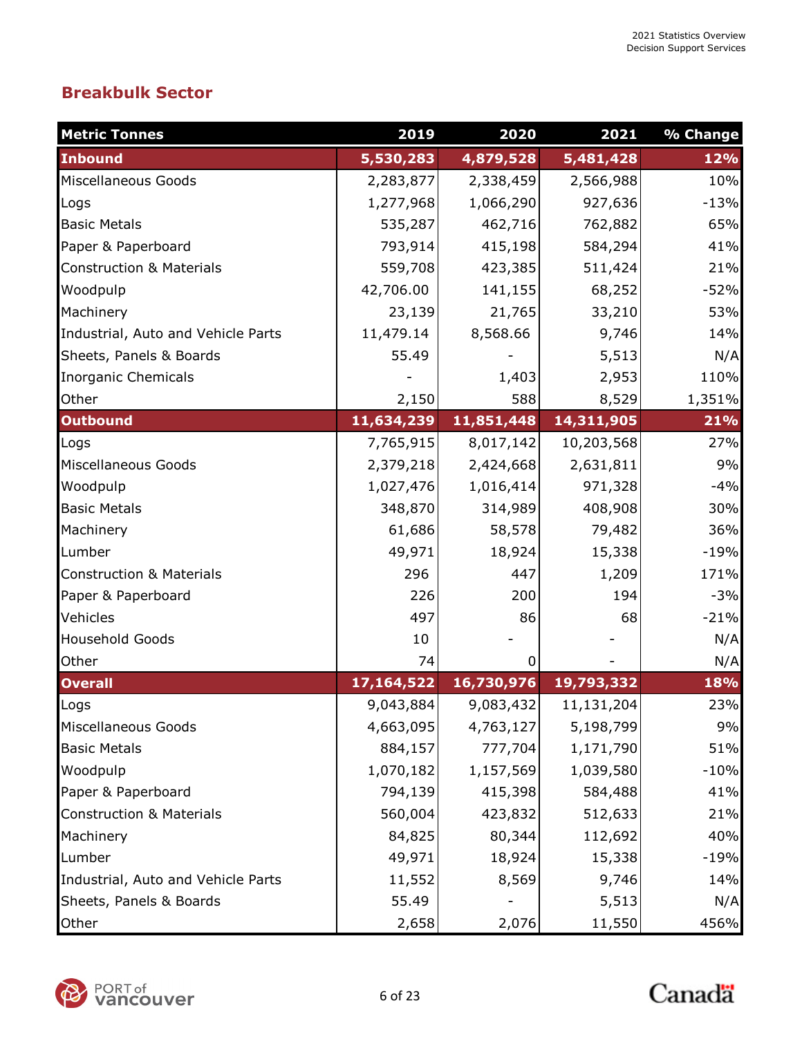## Breakbulk Sector

| Metric Tonnes | 2019 | 2020 | 2021 | % Change |
|---|---|---|---|---|
| **Inbound** | **5,530,283** | **4,879,528** | **5,481,428** | **12%** |
| Miscellaneous Goods | 2,283,877 | 2,338,459 | 2,566,988 | 10% |
| Logs | 1,277,968 | 1,066,290 | 927,636 | -13% |
| Basic Metals | 535,287 | 462,716 | 762,882 | 65% |
| Paper & Paperboard | 793,914 | 415,198 | 584,294 | 41% |
| Construction & Materials | 559,708 | 423,385 | 511,424 | 21% |
| Woodpulp | 42,706.00 | 141,155 | 68,252 | -52% |
| Machinery | 23,139 | 21,765 | 33,210 | 53% |
| Industrial, Auto and Vehicle Parts | 11,479.14 | 8,568.66 | 9,746 | 14% |
| Sheets, Panels & Boards | 55.49 | - | 5,513 | N/A |
| Inorganic Chemicals | - | 1,403 | 2,953 | 110% |
| Other | 2,150 | 588 | 8,529 | 1,351% |
| **Outbound** | **11,634,239** | **11,851,448** | **14,311,905** | **21%** |
| Logs | 7,765,915 | 8,017,142 | 10,203,568 | 27% |
| Miscellaneous Goods | 2,379,218 | 2,424,668 | 2,631,811 | 9% |
| Woodpulp | 1,027,476 | 1,016,414 | 971,328 | -4% |
| Basic Metals | 348,870 | 314,989 | 408,908 | 30% |
| Machinery | 61,686 | 58,578 | 79,482 | 36% |
| Lumber | 49,971 | 18,924 | 15,338 | -19% |
| Construction & Materials | 296 | 447 | 1,209 | 171% |
| Paper & Paperboard | 226 | 200 | 194 | -3% |
| Vehicles | 497 | 86 | 68 | -21% |
| Household Goods | 10 | - | - | N/A |
| Other | 74 | 0 | - | N/A |
| **Overall** | **17,164,522** | **16,730,976** | **19,793,332** | **18%** |
| Logs | 9,043,884 | 9,083,432 | 11,131,204 | 23% |
| Miscellaneous Goods | 4,663,095 | 4,763,127 | 5,198,799 | 9% |
| Basic Metals | 884,157 | 777,704 | 1,171,790 | 51% |
| Woodpulp | 1,070,182 | 1,157,569 | 1,039,580 | -10% |
| Paper & Paperboard | 794,139 | 415,398 | 584,488 | 41% |
| Construction & Materials | 560,004 | 423,832 | 512,633 | 21% |
| Machinery | 84,825 | 80,344 | 112,692 | 40% |
| Lumber | 49,971 | 18,924 | 15,338 | -19% |
| Industrial, Auto and Vehicle Parts | 11,552 | 8,569 | 9,746 | 14% |
| Sheets, Panels & Boards | 55.49 | - | 5,513 | N/A |
| Other | 2,658 | 2,076 | 11,550 | 456% |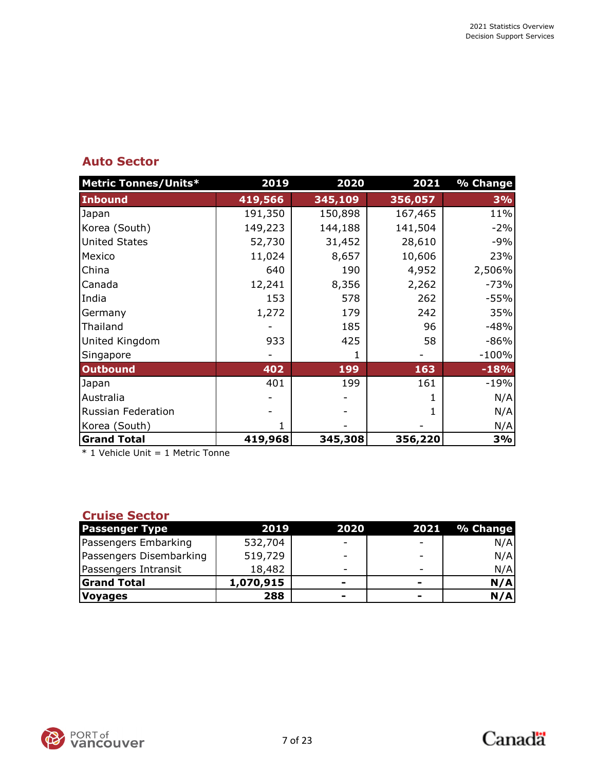## Auto Sector

| Metric Tonnes/Units* | 2019 | 2020 | 2021 | % Change |
|---|---|---|---|---|
| **Inbound** | **419,566** | **345,109** | **356,057** | **3%** |
| Japan | 191,350 | 150,898 | 167,465 | 11% |
| Korea (South) | 149,223 | 144,188 | 141,504 | -2% |
| United States | 52,730 | 31,452 | 28,610 | -9% |
| Mexico | 11,024 | 8,657 | 10,606 | 23% |
| China | 640 | 190 | 4,952 | 2,506% |
| Canada | 12,241 | 8,356 | 2,262 | -73% |
| India | 153 | 578 | 262 | -55% |
| Germany | 1,272 | 179 | 242 | 35% |
| Thailand | - | 185 | 96 | -48% |
| United Kingdom | 933 | 425 | 58 | -86% |
| Singapore | - | 1 | - | -100% |
| **Outbound** | **402** | **199** | **163** | **-18%** |
| Japan | 401 | 199 | 161 | -19% |
| Australia | - | - | 1 | N/A |
| Russian Federation | - | - | 1 | N/A |
| Korea (South) | 1 | - | - | N/A |
| **Grand Total** | **419,968** | **345,308** | **356,220** | **3%** |

* 1 Vehicle Unit = 1 Metric Tonne

## Cruise Sector

| Passenger Type | 2019 | 2020 | 2021 | % Change |
|---|---|---|---|---|
| Passengers Embarking | 532,704 | - | - | N/A |
| Passengers Disembarking | 519,729 | - | - | N/A |
| Passengers Intransit | 18,482 | - | - | N/A |
| **Grand Total** | **1,070,915** | **-** | **-** | **N/A** |
| **Voyages** | **288** | **-** | **-** | **N/A** |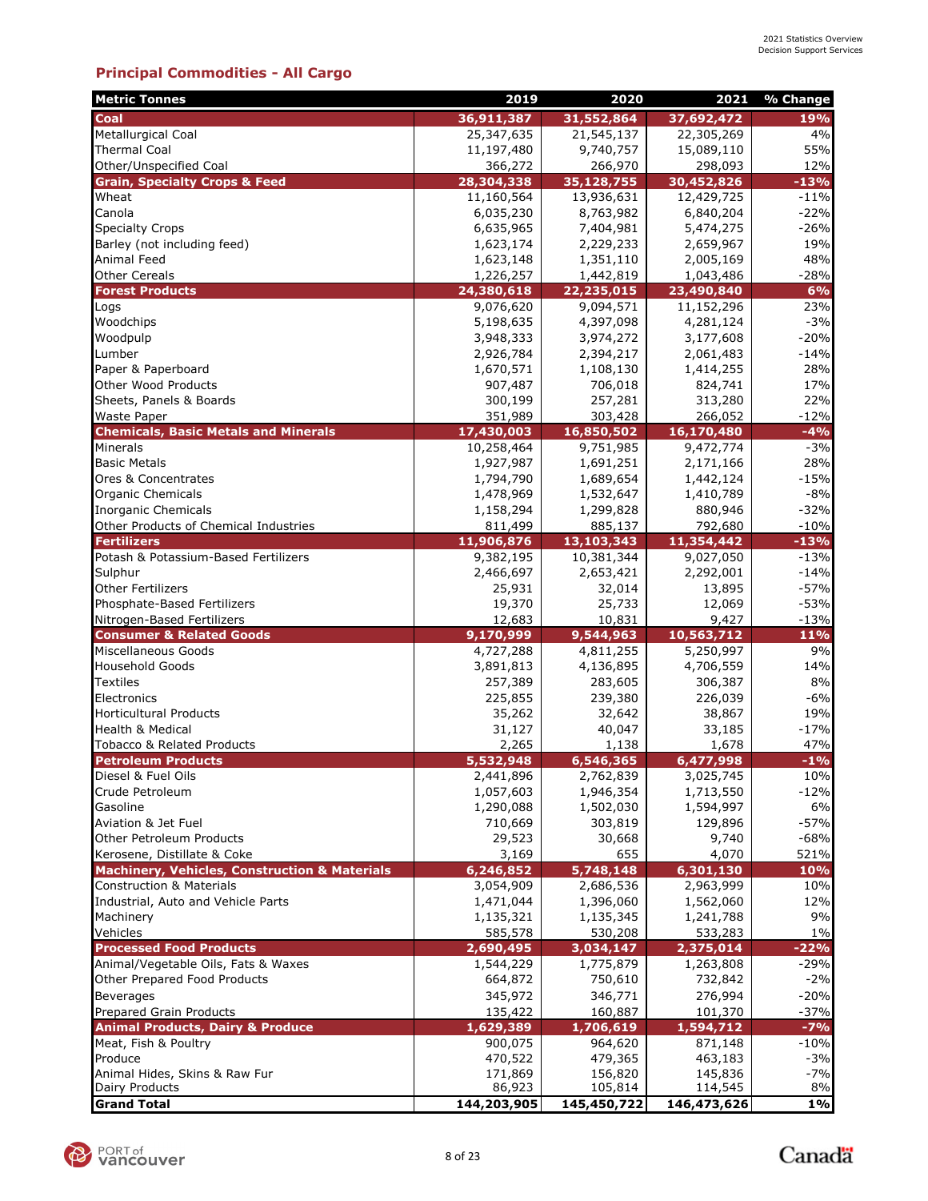## Principal Commodities - All Cargo

| Metric Tonnes | 2019 | 2020 | 2021 | % Change |
|---|---|---|---|---|
| **Coal** | **36,911,387** | **31,552,864** | **37,692,472** | **19%** |
| Metallurgical Coal | 25,347,635 | 21,545,137 | 22,305,269 | 4% |
| Thermal Coal | 11,197,480 | 9,740,757 | 15,089,110 | 55% |
| Other/Unspecified Coal | 366,272 | 266,970 | 298,093 | 12% |
| **Grain, Specialty Crops & Feed** | **28,304,338** | **35,128,755** | **30,452,826** | **-13%** |
| Wheat | 11,160,564 | 13,936,631 | 12,429,725 | -11% |
| Canola | 6,035,230 | 8,763,982 | 6,840,204 | -22% |
| Specialty Crops | 6,635,965 | 7,404,981 | 5,474,275 | -26% |
| Barley (not including feed) | 1,623,174 | 2,229,233 | 2,659,967 | 19% |
| Animal Feed | 1,623,148 | 1,351,110 | 2,005,169 | 48% |
| Other Cereals | 1,226,257 | 1,442,819 | 1,043,486 | -28% |
| **Forest Products** | **24,380,618** | **22,235,015** | **23,490,840** | **6%** |
| Logs | 9,076,620 | 9,094,571 | 11,152,296 | 23% |
| Woodchips | 5,198,635 | 4,397,098 | 4,281,124 | -3% |
| Woodpulp | 3,948,333 | 3,974,272 | 3,177,608 | -20% |
| Lumber | 2,926,784 | 2,394,217 | 2,061,483 | -14% |
| Paper & Paperboard | 1,670,571 | 1,108,130 | 1,414,255 | 28% |
| Other Wood Products | 907,487 | 706,018 | 824,741 | 17% |
| Sheets, Panels & Boards | 300,199 | 257,281 | 313,280 | 22% |
| Waste Paper | 351,989 | 303,428 | 266,052 | -12% |
| **Chemicals, Basic Metals and Minerals** | **17,430,003** | **16,850,502** | **16,170,480** | **-4%** |
| Minerals | 10,258,464 | 9,751,985 | 9,472,774 | -3% |
| Basic Metals | 1,927,987 | 1,691,251 | 2,171,166 | 28% |
| Ores & Concentrates | 1,794,790 | 1,689,654 | 1,442,124 | -15% |
| Organic Chemicals | 1,478,969 | 1,532,647 | 1,410,789 | -8% |
| Inorganic Chemicals | 1,158,294 | 1,299,828 | 880,946 | -32% |
| Other Products of Chemical Industries | 811,499 | 885,137 | 792,680 | -10% |
| **Fertilizers** | **11,906,876** | **13,103,343** | **11,354,442** | **-13%** |
| Potash & Potassium-Based Fertilizers | 9,382,195 | 10,381,344 | 9,027,050 | -13% |
| Sulphur | 2,466,697 | 2,653,421 | 2,292,001 | -14% |
| Other Fertilizers | 25,931 | 32,014 | 13,895 | -57% |
| Phosphate-Based Fertilizers | 19,370 | 25,733 | 12,069 | -53% |
| Nitrogen-Based Fertilizers | 12,683 | 10,831 | 9,427 | -13% |
| **Consumer & Related Goods** | **9,170,999** | **9,544,963** | **10,563,712** | **11%** |
| Miscellaneous Goods | 4,727,288 | 4,811,255 | 5,250,997 | 9% |
| Household Goods | 3,891,813 | 4,136,895 | 4,706,559 | 14% |
| Textiles | 257,389 | 283,605 | 306,387 | 8% |
| Electronics | 225,855 | 239,380 | 226,039 | -6% |
| Horticultural Products | 35,262 | 32,642 | 38,867 | 19% |
| Health & Medical | 31,127 | 40,047 | 33,185 | -17% |
| Tobacco & Related Products | 2,265 | 1,138 | 1,678 | 47% |
| **Petroleum Products** | **5,532,948** | **6,546,365** | **6,477,998** | **-1%** |
| Diesel & Fuel Oils | 2,441,896 | 2,762,839 | 3,025,745 | 10% |
| Crude Petroleum | 1,057,603 | 1,946,354 | 1,713,550 | -12% |
| Gasoline | 1,290,088 | 1,502,030 | 1,594,997 | 6% |
| Aviation & Jet Fuel | 710,669 | 303,819 | 129,896 | -57% |
| Other Petroleum Products | 29,523 | 30,668 | 9,740 | -68% |
| Kerosene, Distillate & Coke | 3,169 | 655 | 4,070 | 521% |
| **Machinery, Vehicles, Construction & Materials** | **6,246,852** | **5,748,148** | **6,301,130** | **10%** |
| Construction & Materials | 3,054,909 | 2,686,536 | 2,963,999 | 10% |
| Industrial, Auto and Vehicle Parts | 1,471,044 | 1,396,060 | 1,562,060 | 12% |
| Machinery | 1,135,321 | 1,135,345 | 1,241,788 | 9% |
| Vehicles | 585,578 | 530,208 | 533,283 | 1% |
| **Processed Food Products** | **2,690,495** | **3,034,147** | **2,375,014** | **-22%** |
| Animal/Vegetable Oils, Fats & Waxes | 1,544,229 | 1,775,879 | 1,263,808 | -29% |
| Other Prepared Food Products | 664,872 | 750,610 | 732,842 | -2% |
| Beverages | 345,972 | 346,771 | 276,994 | -20% |
| Prepared Grain Products | 135,422 | 160,887 | 101,370 | -37% |
| **Animal Products, Dairy & Produce** | **1,629,389** | **1,706,619** | **1,594,712** | **-7%** |
| Meat, Fish & Poultry | 900,075 | 964,620 | 871,148 | -10% |
| Produce | 470,522 | 479,365 | 463,183 | -3% |
| Animal Hides, Skins & Raw Fur | 171,869 | 156,820 | 145,836 | -7% |
| Dairy Products | 86,923 | 105,814 | 114,545 | 8% |
| **Grand Total** | **144,203,905** | **145,450,722** | **146,473,626** | **1%** |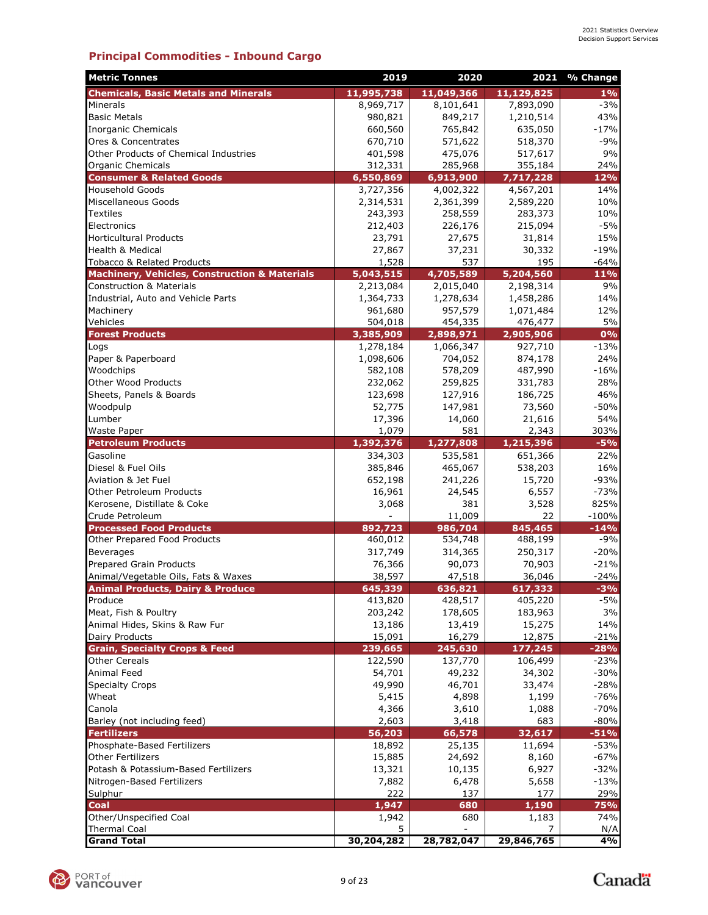## Principal Commodities - Inbound Cargo

| Metric Tonnes | 2019 | 2020 | 2021 | % Change |
|---|---|---|---|---|
| **Chemicals, Basic Metals and Minerals** | **11,995,738** | **11,049,366** | **11,129,825** | **1%** |
| Minerals | 8,969,717 | 8,101,641 | 7,893,090 | -3% |
| Basic Metals | 980,821 | 849,217 | 1,210,514 | 43% |
| Inorganic Chemicals | 660,560 | 765,842 | 635,050 | -17% |
| Ores & Concentrates | 670,710 | 571,622 | 518,370 | -9% |
| Other Products of Chemical Industries | 401,598 | 475,076 | 517,617 | 9% |
| Organic Chemicals | 312,331 | 285,968 | 355,184 | 24% |
| **Consumer & Related Goods** | **6,550,869** | **6,913,900** | **7,717,228** | **12%** |
| Household Goods | 3,727,356 | 4,002,322 | 4,567,201 | 14% |
| Miscellaneous Goods | 2,314,531 | 2,361,399 | 2,589,220 | 10% |
| Textiles | 243,393 | 258,559 | 283,373 | 10% |
| Electronics | 212,403 | 226,176 | 215,094 | -5% |
| Horticultural Products | 23,791 | 27,675 | 31,814 | 15% |
| Health & Medical | 27,867 | 37,231 | 30,332 | -19% |
| Tobacco & Related Products | 1,528 | 537 | 195 | -64% |
| **Machinery, Vehicles, Construction & Materials** | **5,043,515** | **4,705,589** | **5,204,560** | **11%** |
| Construction & Materials | 2,213,084 | 2,015,040 | 2,198,314 | 9% |
| Industrial, Auto and Vehicle Parts | 1,364,733 | 1,278,634 | 1,458,286 | 14% |
| Machinery | 961,680 | 957,579 | 1,071,484 | 12% |
| Vehicles | 504,018 | 454,335 | 476,477 | 5% |
| **Forest Products** | **3,385,909** | **2,898,971** | **2,905,906** | **0%** |
| Logs | 1,278,184 | 1,066,347 | 927,710 | -13% |
| Paper & Paperboard | 1,098,606 | 704,052 | 874,178 | 24% |
| Woodchips | 582,108 | 578,209 | 487,990 | -16% |
| Other Wood Products | 232,062 | 259,825 | 331,783 | 28% |
| Sheets, Panels & Boards | 123,698 | 127,916 | 186,725 | 46% |
| Woodpulp | 52,775 | 147,981 | 73,560 | -50% |
| Lumber | 17,396 | 14,060 | 21,616 | 54% |
| Waste Paper | 1,079 | 581 | 2,343 | 303% |
| **Petroleum Products** | **1,392,376** | **1,277,808** | **1,215,396** | **-5%** |
| Gasoline | 334,303 | 535,581 | 651,366 | 22% |
| Diesel & Fuel Oils | 385,846 | 465,067 | 538,203 | 16% |
| Aviation & Jet Fuel | 652,198 | 241,226 | 15,720 | -93% |
| Other Petroleum Products | 16,961 | 24,545 | 6,557 | -73% |
| Kerosene, Distillate & Coke | 3,068 | 381 | 3,528 | 825% |
| Crude Petroleum | - | 11,009 | 22 | -100% |
| **Processed Food Products** | **892,723** | **986,704** | **845,465** | **-14%** |
| Other Prepared Food Products | 460,012 | 534,748 | 488,199 | -9% |
| Beverages | 317,749 | 314,365 | 250,317 | -20% |
| Prepared Grain Products | 76,366 | 90,073 | 70,903 | -21% |
| Animal/Vegetable Oils, Fats & Waxes | 38,597 | 47,518 | 36,046 | -24% |
| **Animal Products, Dairy & Produce** | **645,339** | **636,821** | **617,333** | **-3%** |
| Produce | 413,820 | 428,517 | 405,220 | -5% |
| Meat, Fish & Poultry | 203,242 | 178,605 | 183,963 | 3% |
| Animal Hides, Skins & Raw Fur | 13,186 | 13,419 | 15,275 | 14% |
| Dairy Products | 15,091 | 16,279 | 12,875 | -21% |
| **Grain, Specialty Crops & Feed** | **239,665** | **245,630** | **177,245** | **-28%** |
| Other Cereals | 122,590 | 137,770 | 106,499 | -23% |
| Animal Feed | 54,701 | 49,232 | 34,302 | -30% |
| Specialty Crops | 49,990 | 46,701 | 33,474 | -28% |
| Wheat | 5,415 | 4,898 | 1,199 | -76% |
| Canola | 4,366 | 3,610 | 1,088 | -70% |
| Barley (not including feed) | 2,603 | 3,418 | 683 | -80% |
| **Fertilizers** | **56,203** | **66,578** | **32,617** | **-51%** |
| Phosphate-Based Fertilizers | 18,892 | 25,135 | 11,694 | -53% |
| Other Fertilizers | 15,885 | 24,692 | 8,160 | -67% |
| Potash & Potassium-Based Fertilizers | 13,321 | 10,135 | 6,927 | -32% |
| Nitrogen-Based Fertilizers | 7,882 | 6,478 | 5,658 | -13% |
| Sulphur | 222 | 137 | 177 | 29% |
| **Coal** | **1,947** | **680** | **1,190** | **75%** |
| Other/Unspecified Coal | 1,942 | 680 | 1,183 | 74% |
| Thermal Coal | 5 | - | 7 | N/A |
| **Grand Total** | **30,204,282** | **28,782,047** | **29,846,765** | **4%** |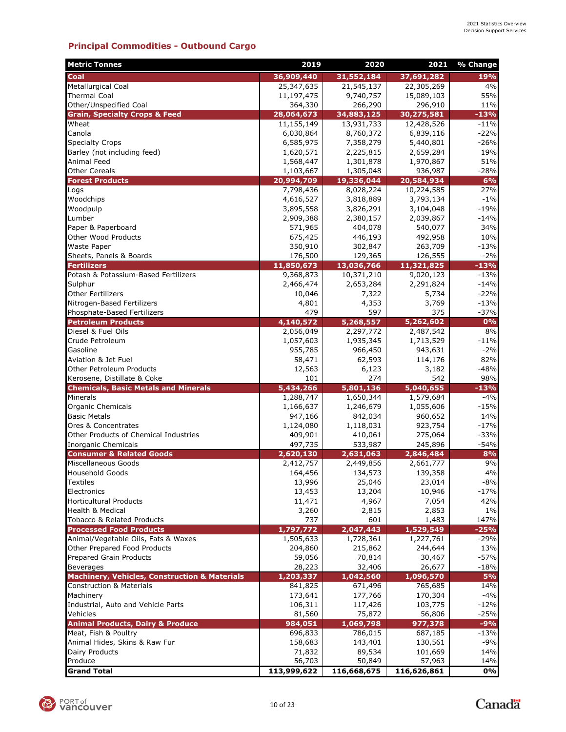## Principal Commodities - Outbound Cargo

| Metric Tonnes | 2019 | 2020 | 2021 | % Change |
|---|---|---|---|---|
| **Coal** | **36,909,440** | **31,552,184** | **37,691,282** | **19%** |
| Metallurgical Coal | 25,347,635 | 21,545,137 | 22,305,269 | 4% |
| Thermal Coal | 11,197,475 | 9,740,757 | 15,089,103 | 55% |
| Other/Unspecified Coal | 364,330 | 266,290 | 296,910 | 11% |
| **Grain, Specialty Crops & Feed** | **28,064,673** | **34,883,125** | **30,275,581** | **-13%** |
| Wheat | 11,155,149 | 13,931,733 | 12,428,526 | -11% |
| Canola | 6,030,864 | 8,760,372 | 6,839,116 | -22% |
| Specialty Crops | 6,585,975 | 7,358,279 | 5,440,801 | -26% |
| Barley (not including feed) | 1,620,571 | 2,225,815 | 2,659,284 | 19% |
| Animal Feed | 1,568,447 | 1,301,878 | 1,970,867 | 51% |
| Other Cereals | 1,103,667 | 1,305,048 | 936,987 | -28% |
| **Forest Products** | **20,994,709** | **19,336,044** | **20,584,934** | **6%** |
| Logs | 7,798,436 | 8,028,224 | 10,224,585 | 27% |
| Woodchips | 4,616,527 | 3,818,889 | 3,793,134 | -1% |
| Woodpulp | 3,895,558 | 3,826,291 | 3,104,048 | -19% |
| Lumber | 2,909,388 | 2,380,157 | 2,039,867 | -14% |
| Paper & Paperboard | 571,965 | 404,078 | 540,077 | 34% |
| Other Wood Products | 675,425 | 446,193 | 492,958 | 10% |
| Waste Paper | 350,910 | 302,847 | 263,709 | -13% |
| Sheets, Panels & Boards | 176,500 | 129,365 | 126,555 | -2% |
| **Fertilizers** | **11,850,673** | **13,036,766** | **11,321,825** | **-13%** |
| Potash & Potassium-Based Fertilizers | 9,368,873 | 10,371,210 | 9,020,123 | -13% |
| Sulphur | 2,466,474 | 2,653,284 | 2,291,824 | -14% |
| Other Fertilizers | 10,046 | 7,322 | 5,734 | -22% |
| Nitrogen-Based Fertilizers | 4,801 | 4,353 | 3,769 | -13% |
| Phosphate-Based Fertilizers | 479 | 597 | 375 | -37% |
| **Petroleum Products** | **4,140,572** | **5,268,557** | **5,262,602** | **0%** |
| Diesel & Fuel Oils | 2,056,049 | 2,297,772 | 2,487,542 | 8% |
| Crude Petroleum | 1,057,603 | 1,935,345 | 1,713,529 | -11% |
| Gasoline | 955,785 | 966,450 | 943,631 | -2% |
| Aviation & Jet Fuel | 58,471 | 62,593 | 114,176 | 82% |
| Other Petroleum Products | 12,563 | 6,123 | 3,182 | -48% |
| Kerosene, Distillate & Coke | 101 | 274 | 542 | 98% |
| **Chemicals, Basic Metals and Minerals** | **5,434,266** | **5,801,136** | **5,040,655** | **-13%** |
| Minerals | 1,288,747 | 1,650,344 | 1,579,684 | -4% |
| Organic Chemicals | 1,166,637 | 1,246,679 | 1,055,606 | -15% |
| Basic Metals | 947,166 | 842,034 | 960,652 | 14% |
| Ores & Concentrates | 1,124,080 | 1,118,031 | 923,754 | -17% |
| Other Products of Chemical Industries | 409,901 | 410,061 | 275,064 | -33% |
| Inorganic Chemicals | 497,735 | 533,987 | 245,896 | -54% |
| **Consumer & Related Goods** | **2,620,130** | **2,631,063** | **2,846,484** | **8%** |
| Miscellaneous Goods | 2,412,757 | 2,449,856 | 2,661,777 | 9% |
| Household Goods | 164,456 | 134,573 | 139,358 | 4% |
| Textiles | 13,996 | 25,046 | 23,014 | -8% |
| Electronics | 13,453 | 13,204 | 10,946 | -17% |
| Horticultural Products | 11,471 | 4,967 | 7,054 | 42% |
| Health & Medical | 3,260 | 2,815 | 2,853 | 1% |
| Tobacco & Related Products | 737 | 601 | 1,483 | 147% |
| **Processed Food Products** | **1,797,772** | **2,047,443** | **1,529,549** | **-25%** |
| Animal/Vegetable Oils, Fats & Waxes | 1,505,633 | 1,728,361 | 1,227,761 | -29% |
| Other Prepared Food Products | 204,860 | 215,862 | 244,644 | 13% |
| Prepared Grain Products | 59,056 | 70,814 | 30,467 | -57% |
| Beverages | 28,223 | 32,406 | 26,677 | -18% |
| **Machinery, Vehicles, Construction & Materials** | **1,203,337** | **1,042,560** | **1,096,570** | **5%** |
| Construction & Materials | 841,825 | 671,496 | 765,685 | 14% |
| Machinery | 173,641 | 177,766 | 170,304 | -4% |
| Industrial, Auto and Vehicle Parts | 106,311 | 117,426 | 103,775 | -12% |
| Vehicles | 81,560 | 75,872 | 56,806 | -25% |
| **Animal Products, Dairy & Produce** | **984,051** | **1,069,798** | **977,378** | **-9%** |
| Meat, Fish & Poultry | 696,833 | 786,015 | 687,185 | -13% |
| Animal Hides, Skins & Raw Fur | 158,683 | 143,401 | 130,561 | -9% |
| Dairy Products | 71,832 | 89,534 | 101,669 | 14% |
| Produce | 56,703 | 50,849 | 57,963 | 14% |
| **Grand Total** | **113,999,622** | **116,668,675** | **116,626,861** | **0%** |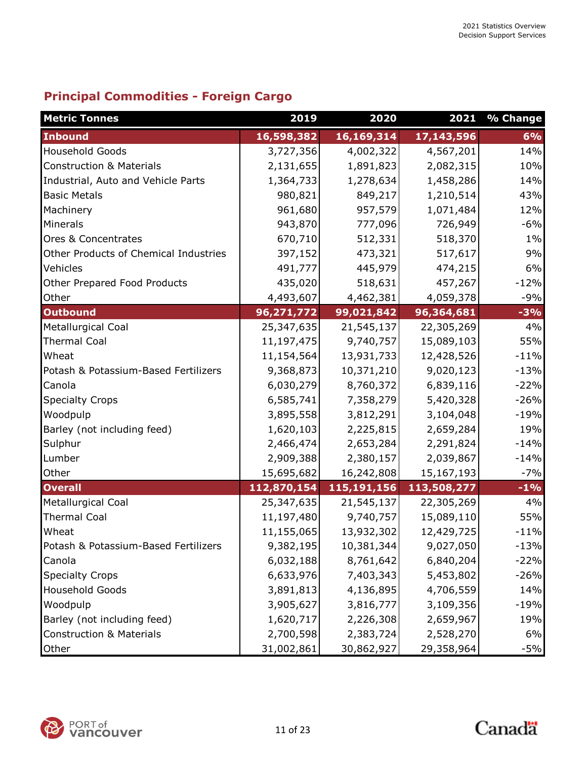## Principal Commodities - Foreign Cargo

| Metric Tonnes | 2019 | 2020 | 2021 | % Change |
|---|---|---|---|---|
| **Inbound** | **16,598,382** | **16,169,314** | **17,143,596** | **6%** |
| Household Goods | 3,727,356 | 4,002,322 | 4,567,201 | 14% |
| Construction & Materials | 2,131,655 | 1,891,823 | 2,082,315 | 10% |
| Industrial, Auto and Vehicle Parts | 1,364,733 | 1,278,634 | 1,458,286 | 14% |
| Basic Metals | 980,821 | 849,217 | 1,210,514 | 43% |
| Machinery | 961,680 | 957,579 | 1,071,484 | 12% |
| Minerals | 943,870 | 777,096 | 726,949 | -6% |
| Ores & Concentrates | 670,710 | 512,331 | 518,370 | 1% |
| Other Products of Chemical Industries | 397,152 | 473,321 | 517,617 | 9% |
| Vehicles | 491,777 | 445,979 | 474,215 | 6% |
| Other Prepared Food Products | 435,020 | 518,631 | 457,267 | -12% |
| Other | 4,493,607 | 4,462,381 | 4,059,378 | -9% |
| **Outbound** | **96,271,772** | **99,021,842** | **96,364,681** | **-3%** |
| Metallurgical Coal | 25,347,635 | 21,545,137 | 22,305,269 | 4% |
| Thermal Coal | 11,197,475 | 9,740,757 | 15,089,103 | 55% |
| Wheat | 11,154,564 | 13,931,733 | 12,428,526 | -11% |
| Potash & Potassium-Based Fertilizers | 9,368,873 | 10,371,210 | 9,020,123 | -13% |
| Canola | 6,030,279 | 8,760,372 | 6,839,116 | -22% |
| Specialty Crops | 6,585,741 | 7,358,279 | 5,420,328 | -26% |
| Woodpulp | 3,895,558 | 3,812,291 | 3,104,048 | -19% |
| Barley (not including feed) | 1,620,103 | 2,225,815 | 2,659,284 | 19% |
| Sulphur | 2,466,474 | 2,653,284 | 2,291,824 | -14% |
| Lumber | 2,909,388 | 2,380,157 | 2,039,867 | -14% |
| Other | 15,695,682 | 16,242,808 | 15,167,193 | -7% |
| **Overall** | **112,870,154** | **115,191,156** | **113,508,277** | **-1%** |
| Metallurgical Coal | 25,347,635 | 21,545,137 | 22,305,269 | 4% |
| Thermal Coal | 11,197,480 | 9,740,757 | 15,089,110 | 55% |
| Wheat | 11,155,065 | 13,932,302 | 12,429,725 | -11% |
| Potash & Potassium-Based Fertilizers | 9,382,195 | 10,381,344 | 9,027,050 | -13% |
| Canola | 6,032,188 | 8,761,642 | 6,840,204 | -22% |
| Specialty Crops | 6,633,976 | 7,403,343 | 5,453,802 | -26% |
| Household Goods | 3,891,813 | 4,136,895 | 4,706,559 | 14% |
| Woodpulp | 3,905,627 | 3,816,777 | 3,109,356 | -19% |
| Barley (not including feed) | 1,620,717 | 2,226,308 | 2,659,967 | 19% |
| Construction & Materials | 2,700,598 | 2,383,724 | 2,528,270 | 6% |
| Other | 31,002,861 | 30,862,927 | 29,358,964 | -5% |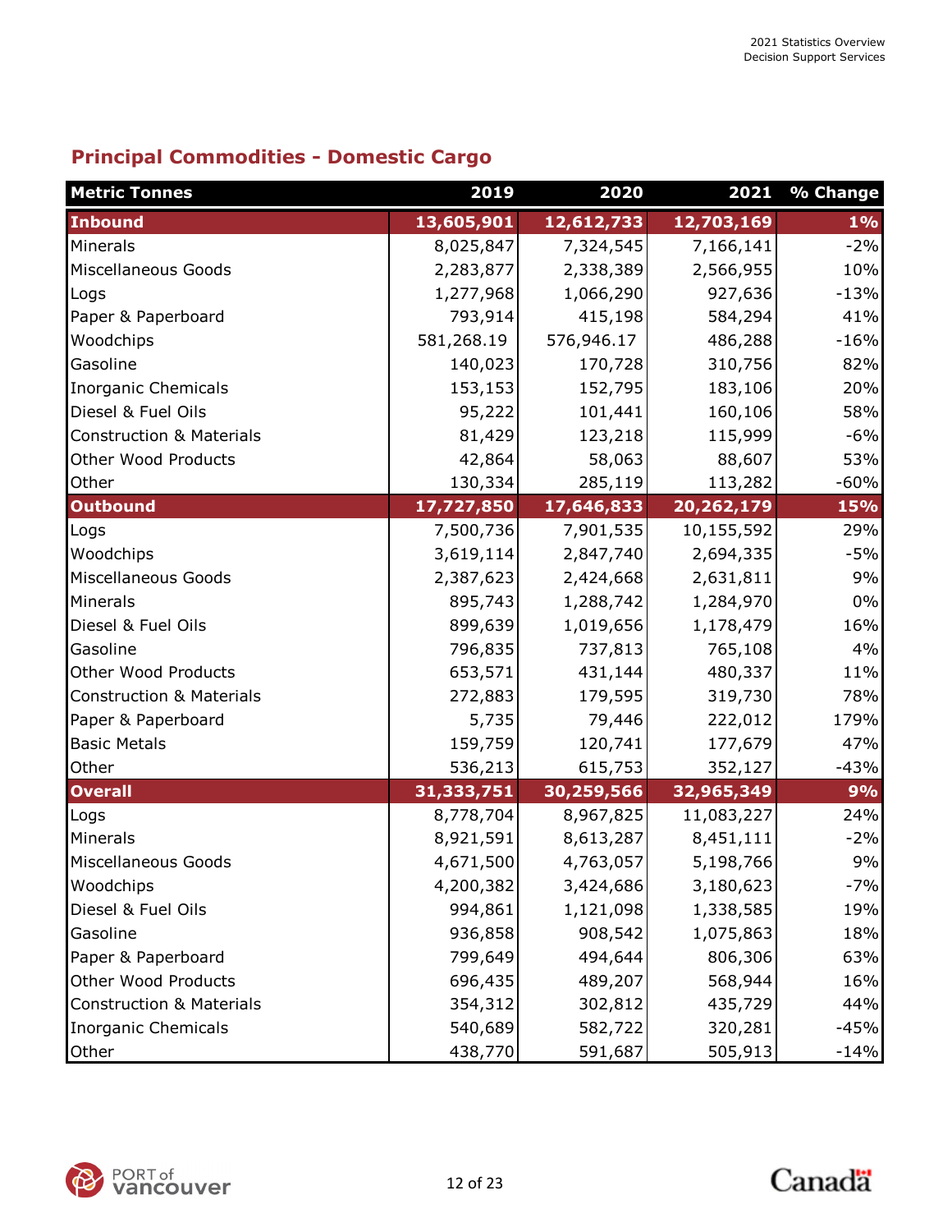## Principal Commodities - Domestic Cargo

| Metric Tonnes | 2019 | 2020 | 2021 | % Change |
|---|---|---|---|---|
| **Inbound** | **13,605,901** | **12,612,733** | **12,703,169** | **1%** |
| Minerals | 8,025,847 | 7,324,545 | 7,166,141 | -2% |
| Miscellaneous Goods | 2,283,877 | 2,338,389 | 2,566,955 | 10% |
| Logs | 1,277,968 | 1,066,290 | 927,636 | -13% |
| Paper & Paperboard | 793,914 | 415,198 | 584,294 | 41% |
| Woodchips | 581,268.19 | 576,946.17 | 486,288 | -16% |
| Gasoline | 140,023 | 170,728 | 310,756 | 82% |
| Inorganic Chemicals | 153,153 | 152,795 | 183,106 | 20% |
| Diesel & Fuel Oils | 95,222 | 101,441 | 160,106 | 58% |
| Construction & Materials | 81,429 | 123,218 | 115,999 | -6% |
| Other Wood Products | 42,864 | 58,063 | 88,607 | 53% |
| Other | 130,334 | 285,119 | 113,282 | -60% |
| **Outbound** | **17,727,850** | **17,646,833** | **20,262,179** | **15%** |
| Logs | 7,500,736 | 7,901,535 | 10,155,592 | 29% |
| Woodchips | 3,619,114 | 2,847,740 | 2,694,335 | -5% |
| Miscellaneous Goods | 2,387,623 | 2,424,668 | 2,631,811 | 9% |
| Minerals | 895,743 | 1,288,742 | 1,284,970 | 0% |
| Diesel & Fuel Oils | 899,639 | 1,019,656 | 1,178,479 | 16% |
| Gasoline | 796,835 | 737,813 | 765,108 | 4% |
| Other Wood Products | 653,571 | 431,144 | 480,337 | 11% |
| Construction & Materials | 272,883 | 179,595 | 319,730 | 78% |
| Paper & Paperboard | 5,735 | 79,446 | 222,012 | 179% |
| Basic Metals | 159,759 | 120,741 | 177,679 | 47% |
| Other | 536,213 | 615,753 | 352,127 | -43% |
| **Overall** | **31,333,751** | **30,259,566** | **32,965,349** | **9%** |
| Logs | 8,778,704 | 8,967,825 | 11,083,227 | 24% |
| Minerals | 8,921,591 | 8,613,287 | 8,451,111 | -2% |
| Miscellaneous Goods | 4,671,500 | 4,763,057 | 5,198,766 | 9% |
| Woodchips | 4,200,382 | 3,424,686 | 3,180,623 | -7% |
| Diesel & Fuel Oils | 994,861 | 1,121,098 | 1,338,585 | 19% |
| Gasoline | 936,858 | 908,542 | 1,075,863 | 18% |
| Paper & Paperboard | 799,649 | 494,644 | 806,306 | 63% |
| Other Wood Products | 696,435 | 489,207 | 568,944 | 16% |
| Construction & Materials | 354,312 | 302,812 | 435,729 | 44% |
| Inorganic Chemicals | 540,689 | 582,722 | 320,281 | -45% |
| Other | 438,770 | 591,687 | 505,913 | -14% |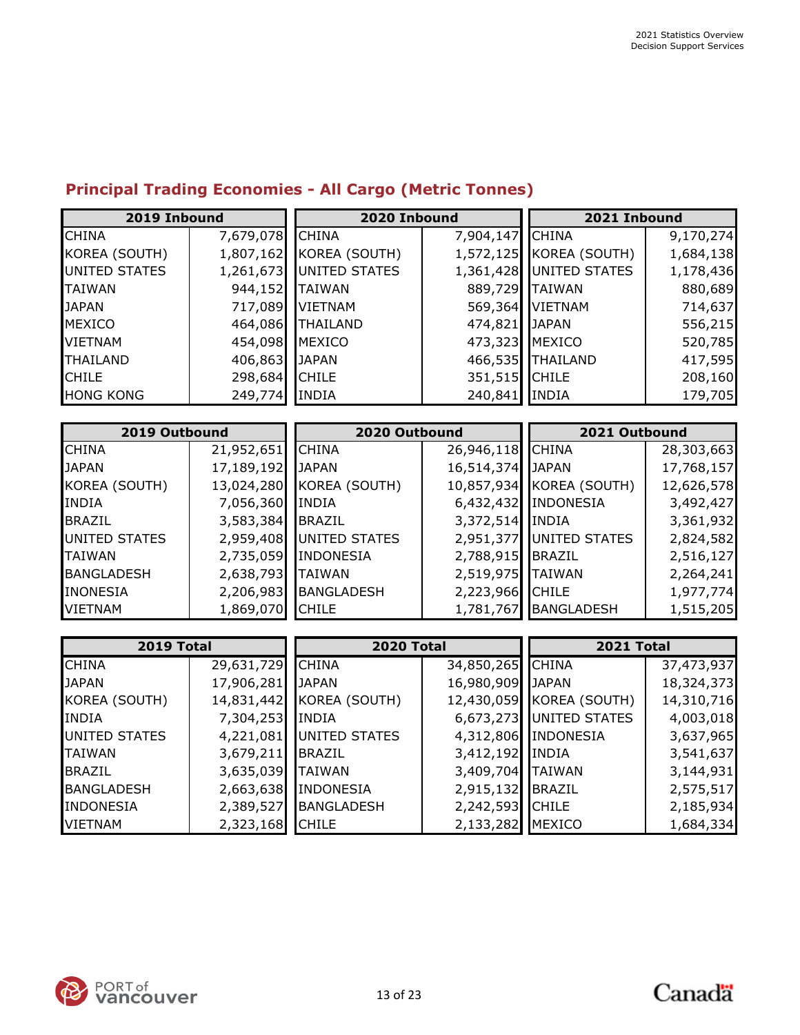## Principal Trading Economies - All Cargo (Metric Tonnes)

| 2019 Inbound | | 2020 Inbound | | 2021 Inbound | |
|---|---|---|---|---|---|
| CHINA | 7,679,078 | CHINA | 7,904,147 | CHINA | 9,170,274 |
| KOREA (SOUTH) | 1,807,162 | KOREA (SOUTH) | 1,572,125 | KOREA (SOUTH) | 1,684,138 |
| UNITED STATES | 1,261,673 | UNITED STATES | 1,361,428 | UNITED STATES | 1,178,436 |
| TAIWAN | 944,152 | TAIWAN | 889,729 | TAIWAN | 880,689 |
| JAPAN | 717,089 | VIETNAM | 569,364 | VIETNAM | 714,637 |
| MEXICO | 464,086 | THAILAND | 474,821 | JAPAN | 556,215 |
| VIETNAM | 454,098 | MEXICO | 473,323 | MEXICO | 520,785 |
| THAILAND | 406,863 | JAPAN | 466,535 | THAILAND | 417,595 |
| CHILE | 298,684 | CHILE | 351,515 | CHILE | 208,160 |
| HONG KONG | 249,774 | INDIA | 240,841 | INDIA | 179,705 |

| 2019 Outbound | | 2020 Outbound | | 2021 Outbound | |
|---|---|---|---|---|---|
| CHINA | 21,952,651 | CHINA | 26,946,118 | CHINA | 28,303,663 |
| JAPAN | 17,189,192 | JAPAN | 16,514,374 | JAPAN | 17,768,157 |
| KOREA (SOUTH) | 13,024,280 | KOREA (SOUTH) | 10,857,934 | KOREA (SOUTH) | 12,626,578 |
| INDIA | 7,056,360 | INDIA | 6,432,432 | INDONESIA | 3,492,427 |
| BRAZIL | 3,583,384 | BRAZIL | 3,372,514 | INDIA | 3,361,932 |
| UNITED STATES | 2,959,408 | UNITED STATES | 2,951,377 | UNITED STATES | 2,824,582 |
| TAIWAN | 2,735,059 | INDONESIA | 2,788,915 | BRAZIL | 2,516,127 |
| BANGLADESH | 2,638,793 | TAIWAN | 2,519,975 | TAIWAN | 2,264,241 |
| INONESIA | 2,206,983 | BANGLADESH | 2,223,966 | CHILE | 1,977,774 |
| VIETNAM | 1,869,070 | CHILE | 1,781,767 | BANGLADESH | 1,515,205 |

| 2019 Total | | 2020 Total | | 2021 Total | |
|---|---|---|---|---|---|
| CHINA | 29,631,729 | CHINA | 34,850,265 | CHINA | 37,473,937 |
| JAPAN | 17,906,281 | JAPAN | 16,980,909 | JAPAN | 18,324,373 |
| KOREA (SOUTH) | 14,831,442 | KOREA (SOUTH) | 12,430,059 | KOREA (SOUTH) | 14,310,716 |
| INDIA | 7,304,253 | INDIA | 6,673,273 | UNITED STATES | 4,003,018 |
| UNITED STATES | 4,221,081 | UNITED STATES | 4,312,806 | INDONESIA | 3,637,965 |
| TAIWAN | 3,679,211 | BRAZIL | 3,412,192 | INDIA | 3,541,637 |
| BRAZIL | 3,635,039 | TAIWAN | 3,409,704 | TAIWAN | 3,144,931 |
| BANGLADESH | 2,663,638 | INDONESIA | 2,915,132 | BRAZIL | 2,575,517 |
| INDONESIA | 2,389,527 | BANGLADESH | 2,242,593 | CHILE | 2,185,934 |
| VIETNAM | 2,323,168 | CHILE | 2,133,282 | MEXICO | 1,684,334 |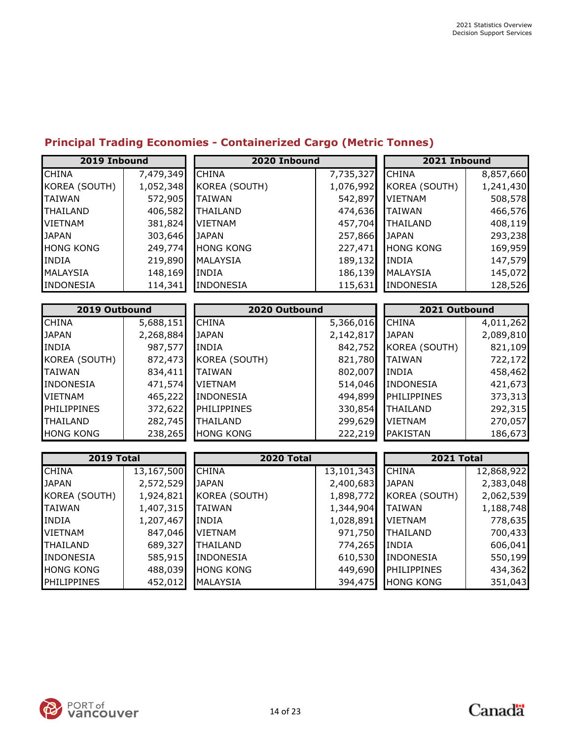## Principal Trading Economies - Containerized Cargo (Metric Tonnes)

| 2019 Inbound | | 2020 Inbound | | 2021 Inbound | |
|---|---|---|---|---|---|
| CHINA | 7,479,349 | CHINA | 7,735,327 | CHINA | 8,857,660 |
| KOREA (SOUTH) | 1,052,348 | KOREA (SOUTH) | 1,076,992 | KOREA (SOUTH) | 1,241,430 |
| TAIWAN | 572,905 | TAIWAN | 542,897 | VIETNAM | 508,578 |
| THAILAND | 406,582 | THAILAND | 474,636 | TAIWAN | 466,576 |
| VIETNAM | 381,824 | VIETNAM | 457,704 | THAILAND | 408,119 |
| JAPAN | 303,646 | JAPAN | 257,866 | JAPAN | 293,238 |
| HONG KONG | 249,774 | HONG KONG | 227,471 | HONG KONG | 169,959 |
| INDIA | 219,890 | MALAYSIA | 189,132 | INDIA | 147,579 |
| MALAYSIA | 148,169 | INDIA | 186,139 | MALAYSIA | 145,072 |
| INDONESIA | 114,341 | INDONESIA | 115,631 | INDONESIA | 128,526 |

| 2019 Outbound | | 2020 Outbound | | 2021 Outbound | |
|---|---|---|---|---|---|
| CHINA | 5,688,151 | CHINA | 5,366,016 | CHINA | 4,011,262 |
| JAPAN | 2,268,884 | JAPAN | 2,142,817 | JAPAN | 2,089,810 |
| INDIA | 987,577 | INDIA | 842,752 | KOREA (SOUTH) | 821,109 |
| KOREA (SOUTH) | 872,473 | KOREA (SOUTH) | 821,780 | TAIWAN | 722,172 |
| TAIWAN | 834,411 | TAIWAN | 802,007 | INDIA | 458,462 |
| INDONESIA | 471,574 | VIETNAM | 514,046 | INDONESIA | 421,673 |
| VIETNAM | 465,222 | INDONESIA | 494,899 | PHILIPPINES | 373,313 |
| PHILIPPINES | 372,622 | PHILIPPINES | 330,854 | THAILAND | 292,315 |
| THAILAND | 282,745 | THAILAND | 299,629 | VIETNAM | 270,057 |
| HONG KONG | 238,265 | HONG KONG | 222,219 | PAKISTAN | 186,673 |

| 2019 Total | | 2020 Total | | 2021 Total | |
|---|---|---|---|---|---|
| CHINA | 13,167,500 | CHINA | 13,101,343 | CHINA | 12,868,922 |
| JAPAN | 2,572,529 | JAPAN | 2,400,683 | JAPAN | 2,383,048 |
| KOREA (SOUTH) | 1,924,821 | KOREA (SOUTH) | 1,898,772 | KOREA (SOUTH) | 2,062,539 |
| TAIWAN | 1,407,315 | TAIWAN | 1,344,904 | TAIWAN | 1,188,748 |
| INDIA | 1,207,467 | INDIA | 1,028,891 | VIETNAM | 778,635 |
| VIETNAM | 847,046 | VIETNAM | 971,750 | THAILAND | 700,433 |
| THAILAND | 689,327 | THAILAND | 774,265 | INDIA | 606,041 |
| INDONESIA | 585,915 | INDONESIA | 610,530 | INDONESIA | 550,199 |
| HONG KONG | 488,039 | HONG KONG | 449,690 | PHILIPPINES | 434,362 |
| PHILIPPINES | 452,012 | MALAYSIA | 394,475 | HONG KONG | 351,043 |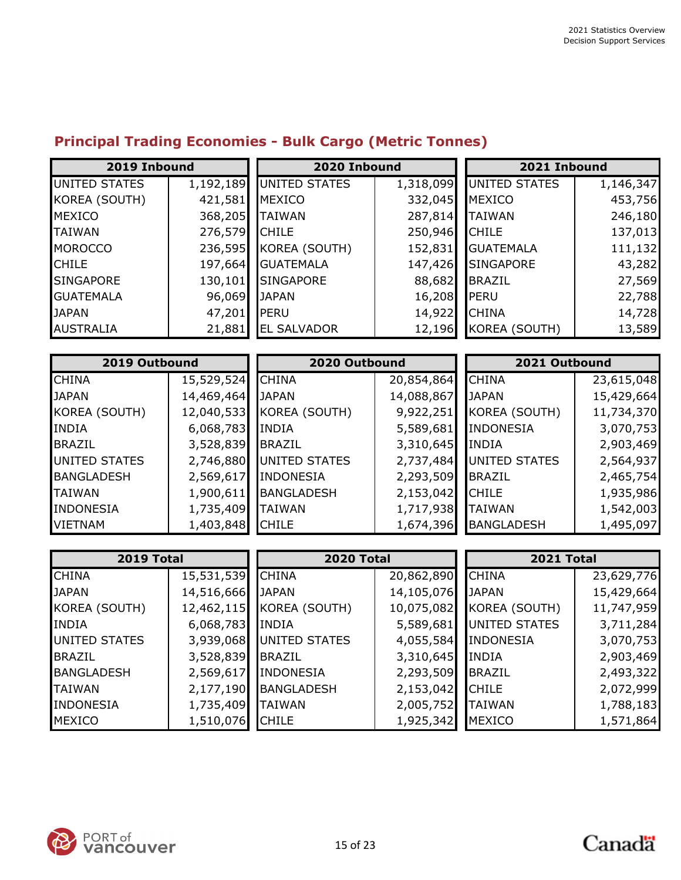## Principal Trading Economies - Bulk Cargo (Metric Tonnes)

| 2019 Inbound | | 2020 Inbound | | 2021 Inbound | |
|---|---|---|---|---|---|
| UNITED STATES | 1,192,189 | UNITED STATES | 1,318,099 | UNITED STATES | 1,146,347 |
| KOREA (SOUTH) | 421,581 | MEXICO | 332,045 | MEXICO | 453,756 |
| MEXICO | 368,205 | TAIWAN | 287,814 | TAIWAN | 246,180 |
| TAIWAN | 276,579 | CHILE | 250,946 | CHILE | 137,013 |
| MOROCCO | 236,595 | KOREA (SOUTH) | 152,831 | GUATEMALA | 111,132 |
| CHILE | 197,664 | GUATEMALA | 147,426 | SINGAPORE | 43,282 |
| SINGAPORE | 130,101 | SINGAPORE | 88,682 | BRAZIL | 27,569 |
| GUATEMALA | 96,069 | JAPAN | 16,208 | PERU | 22,788 |
| JAPAN | 47,201 | PERU | 14,922 | CHINA | 14,728 |
| AUSTRALIA | 21,881 | EL SALVADOR | 12,196 | KOREA (SOUTH) | 13,589 |

| 2019 Outbound | | 2020 Outbound | | 2021 Outbound | |
|---|---|---|---|---|---|
| CHINA | 15,529,524 | CHINA | 20,854,864 | CHINA | 23,615,048 |
| JAPAN | 14,469,464 | JAPAN | 14,088,867 | JAPAN | 15,429,664 |
| KOREA (SOUTH) | 12,040,533 | KOREA (SOUTH) | 9,922,251 | KOREA (SOUTH) | 11,734,370 |
| INDIA | 6,068,783 | INDIA | 5,589,681 | INDONESIA | 3,070,753 |
| BRAZIL | 3,528,839 | BRAZIL | 3,310,645 | INDIA | 2,903,469 |
| UNITED STATES | 2,746,880 | UNITED STATES | 2,737,484 | UNITED STATES | 2,564,937 |
| BANGLADESH | 2,569,617 | INDONESIA | 2,293,509 | BRAZIL | 2,465,754 |
| TAIWAN | 1,900,611 | BANGLADESH | 2,153,042 | CHILE | 1,935,986 |
| INDONESIA | 1,735,409 | TAIWAN | 1,717,938 | TAIWAN | 1,542,003 |
| VIETNAM | 1,403,848 | CHILE | 1,674,396 | BANGLADESH | 1,495,097 |

| 2019 Total | | 2020 Total | | 2021 Total | |
|---|---|---|---|---|---|
| CHINA | 15,531,539 | CHINA | 20,862,890 | CHINA | 23,629,776 |
| JAPAN | 14,516,666 | JAPAN | 14,105,076 | JAPAN | 15,429,664 |
| KOREA (SOUTH) | 12,462,115 | KOREA (SOUTH) | 10,075,082 | KOREA (SOUTH) | 11,747,959 |
| INDIA | 6,068,783 | INDIA | 5,589,681 | UNITED STATES | 3,711,284 |
| UNITED STATES | 3,939,068 | UNITED STATES | 4,055,584 | INDONESIA | 3,070,753 |
| BRAZIL | 3,528,839 | BRAZIL | 3,310,645 | INDIA | 2,903,469 |
| BANGLADESH | 2,569,617 | INDONESIA | 2,293,509 | BRAZIL | 2,493,322 |
| TAIWAN | 2,177,190 | BANGLADESH | 2,153,042 | CHILE | 2,072,999 |
| INDONESIA | 1,735,409 | TAIWAN | 2,005,752 | TAIWAN | 1,788,183 |
| MEXICO | 1,510,076 | CHILE | 1,925,342 | MEXICO | 1,571,864 |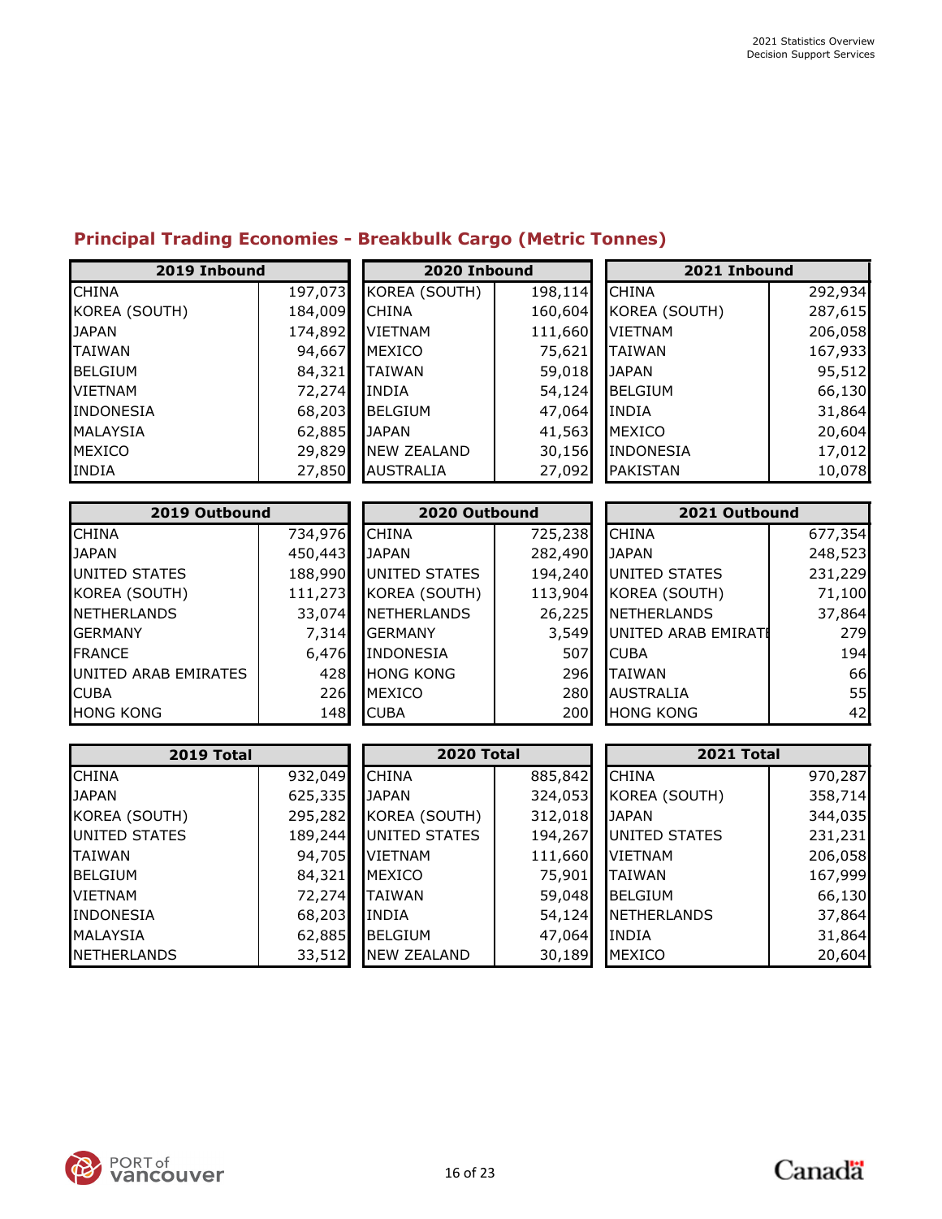## Principal Trading Economies - Breakbulk Cargo (Metric Tonnes)

| 2019 Inbound | |
|---|---|
| CHINA | 197,073 |
| KOREA (SOUTH) | 184,009 |
| JAPAN | 174,892 |
| TAIWAN | 94,667 |
| BELGIUM | 84,321 |
| VIETNAM | 72,274 |
| INDONESIA | 68,203 |
| MALAYSIA | 62,885 |
| MEXICO | 29,829 |
| INDIA | 27,850 |

| 2020 Inbound | |
|---|---|
| KOREA (SOUTH) | 198,114 |
| CHINA | 160,604 |
| VIETNAM | 111,660 |
| MEXICO | 75,621 |
| TAIWAN | 59,018 |
| INDIA | 54,124 |
| BELGIUM | 47,064 |
| JAPAN | 41,563 |
| NEW ZEALAND | 30,156 |
| AUSTRALIA | 27,092 |

| 2021 Inbound | |
|---|---|
| CHINA | 292,934 |
| KOREA (SOUTH) | 287,615 |
| VIETNAM | 206,058 |
| TAIWAN | 167,933 |
| JAPAN | 95,512 |
| BELGIUM | 66,130 |
| INDIA | 31,864 |
| MEXICO | 20,604 |
| INDONESIA | 17,012 |
| PAKISTAN | 10,078 |

| 2019 Outbound | |
|---|---|
| CHINA | 734,976 |
| JAPAN | 450,443 |
| UNITED STATES | 188,990 |
| KOREA (SOUTH) | 111,273 |
| NETHERLANDS | 33,074 |
| GERMANY | 7,314 |
| FRANCE | 6,476 |
| UNITED ARAB EMIRATES | 428 |
| CUBA | 226 |
| HONG KONG | 148 |

| 2020 Outbound | |
|---|---|
| CHINA | 725,238 |
| JAPAN | 282,490 |
| UNITED STATES | 194,240 |
| KOREA (SOUTH) | 113,904 |
| NETHERLANDS | 26,225 |
| GERMANY | 3,549 |
| INDONESIA | 507 |
| HONG KONG | 296 |
| MEXICO | 280 |
| CUBA | 200 |

| 2021 Outbound | |
|---|---|
| CHINA | 677,354 |
| JAPAN | 248,523 |
| UNITED STATES | 231,229 |
| KOREA (SOUTH) | 71,100 |
| NETHERLANDS | 37,864 |
| UNITED ARAB EMIRATE | 279 |
| CUBA | 194 |
| TAIWAN | 66 |
| AUSTRALIA | 55 |
| HONG KONG | 42 |

| 2019 Total | |
|---|---|
| CHINA | 932,049 |
| JAPAN | 625,335 |
| KOREA (SOUTH) | 295,282 |
| UNITED STATES | 189,244 |
| TAIWAN | 94,705 |
| BELGIUM | 84,321 |
| VIETNAM | 72,274 |
| INDONESIA | 68,203 |
| MALAYSIA | 62,885 |
| NETHERLANDS | 33,512 |

| 2020 Total | |
|---|---|
| CHINA | 885,842 |
| JAPAN | 324,053 |
| KOREA (SOUTH) | 312,018 |
| UNITED STATES | 194,267 |
| VIETNAM | 111,660 |
| MEXICO | 75,901 |
| TAIWAN | 59,048 |
| INDIA | 54,124 |
| BELGIUM | 47,064 |
| NEW ZEALAND | 30,189 |

| 2021 Total | |
|---|---|
| CHINA | 970,287 |
| KOREA (SOUTH) | 358,714 |
| JAPAN | 344,035 |
| UNITED STATES | 231,231 |
| VIETNAM | 206,058 |
| TAIWAN | 167,999 |
| BELGIUM | 66,130 |
| NETHERLANDS | 37,864 |
| INDIA | 31,864 |
| MEXICO | 20,604 |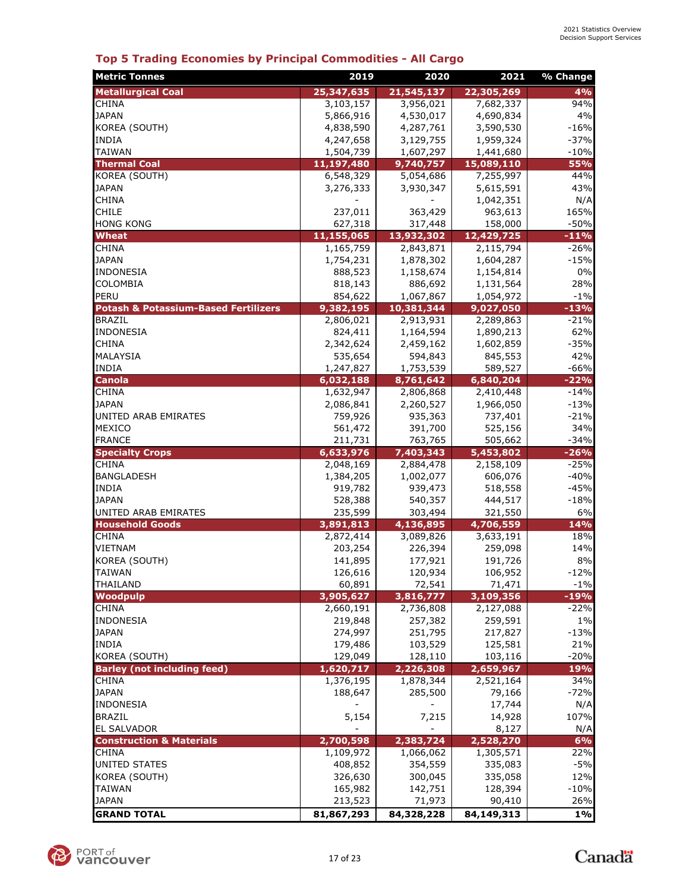## Top 5 Trading Economies by Principal Commodities - All Cargo

| Metric Tonnes | 2019 | 2020 | 2021 | % Change |
|---|---|---|---|---|
| **Metallurgical Coal** | **25,347,635** | **21,545,137** | **22,305,269** | **4%** |
| CHINA | 3,103,157 | 3,956,021 | 7,682,337 | 94% |
| JAPAN | 5,866,916 | 4,530,017 | 4,690,834 | 4% |
| KOREA (SOUTH) | 4,838,590 | 4,287,761 | 3,590,530 | -16% |
| INDIA | 4,247,658 | 3,129,755 | 1,959,324 | -37% |
| TAIWAN | 1,504,739 | 1,607,297 | 1,441,680 | -10% |
| **Thermal Coal** | **11,197,480** | **9,740,757** | **15,089,110** | **55%** |
| KOREA (SOUTH) | 6,548,329 | 5,054,686 | 7,255,997 | 44% |
| JAPAN | 3,276,333 | 3,930,347 | 5,615,591 | 43% |
| CHINA | - | - | 1,042,351 | N/A |
| CHILE | 237,011 | 363,429 | 963,613 | 165% |
| HONG KONG | 627,318 | 317,448 | 158,000 | -50% |
| **Wheat** | **11,155,065** | **13,932,302** | **12,429,725** | **-11%** |
| CHINA | 1,165,759 | 2,843,871 | 2,115,794 | -26% |
| JAPAN | 1,754,231 | 1,878,302 | 1,604,287 | -15% |
| INDONESIA | 888,523 | 1,158,674 | 1,154,814 | 0% |
| COLOMBIA | 818,143 | 886,692 | 1,131,564 | 28% |
| PERU | 854,622 | 1,067,867 | 1,054,972 | -1% |
| **Potash & Potassium-Based Fertilizers** | **9,382,195** | **10,381,344** | **9,027,050** | **-13%** |
| BRAZIL | 2,806,021 | 2,913,931 | 2,289,863 | -21% |
| INDONESIA | 824,411 | 1,164,594 | 1,890,213 | 62% |
| CHINA | 2,342,624 | 2,459,162 | 1,602,859 | -35% |
| MALAYSIA | 535,654 | 594,843 | 845,553 | 42% |
| INDIA | 1,247,827 | 1,753,539 | 589,527 | -66% |
| **Canola** | **6,032,188** | **8,761,642** | **6,840,204** | **-22%** |
| CHINA | 1,632,947 | 2,806,868 | 2,410,448 | -14% |
| JAPAN | 2,086,841 | 2,260,527 | 1,966,050 | -13% |
| UNITED ARAB EMIRATES | 759,926 | 935,363 | 737,401 | -21% |
| MEXICO | 561,472 | 391,700 | 525,156 | 34% |
| FRANCE | 211,731 | 763,765 | 505,662 | -34% |
| **Specialty Crops** | **6,633,976** | **7,403,343** | **5,453,802** | **-26%** |
| CHINA | 2,048,169 | 2,884,478 | 2,158,109 | -25% |
| BANGLADESH | 1,384,205 | 1,002,077 | 606,076 | -40% |
| INDIA | 919,782 | 939,473 | 518,558 | -45% |
| JAPAN | 528,388 | 540,357 | 444,517 | -18% |
| UNITED ARAB EMIRATES | 235,599 | 303,494 | 321,550 | 6% |
| **Household Goods** | **3,891,813** | **4,136,895** | **4,706,559** | **14%** |
| CHINA | 2,872,414 | 3,089,826 | 3,633,191 | 18% |
| VIETNAM | 203,254 | 226,394 | 259,098 | 14% |
| KOREA (SOUTH) | 141,895 | 177,921 | 191,726 | 8% |
| TAIWAN | 126,616 | 120,934 | 106,952 | -12% |
| THAILAND | 60,891 | 72,541 | 71,471 | -1% |
| **Woodpulp** | **3,905,627** | **3,816,777** | **3,109,356** | **-19%** |
| CHINA | 2,660,191 | 2,736,808 | 2,127,088 | -22% |
| INDONESIA | 219,848 | 257,382 | 259,591 | 1% |
| JAPAN | 274,997 | 251,795 | 217,827 | -13% |
| INDIA | 179,486 | 103,529 | 125,581 | 21% |
| KOREA (SOUTH) | 129,049 | 128,110 | 103,116 | -20% |
| **Barley (not including feed)** | **1,620,717** | **2,226,308** | **2,659,967** | **19%** |
| CHINA | 1,376,195 | 1,878,344 | 2,521,164 | 34% |
| JAPAN | 188,647 | 285,500 | 79,166 | -72% |
| INDONESIA | - | - | 17,744 | N/A |
| BRAZIL | 5,154 | 7,215 | 14,928 | 107% |
| EL SALVADOR | - | - | 8,127 | N/A |
| **Construction & Materials** | **2,700,598** | **2,383,724** | **2,528,270** | **6%** |
| CHINA | 1,109,972 | 1,066,062 | 1,305,571 | 22% |
| UNITED STATES | 408,852 | 354,559 | 335,083 | -5% |
| KOREA (SOUTH) | 326,630 | 300,045 | 335,058 | 12% |
| TAIWAN | 165,982 | 142,751 | 128,394 | -10% |
| JAPAN | 213,523 | 71,973 | 90,410 | 26% |
| **GRAND TOTAL** | **81,867,293** | **84,328,228** | **84,149,313** | **1%** |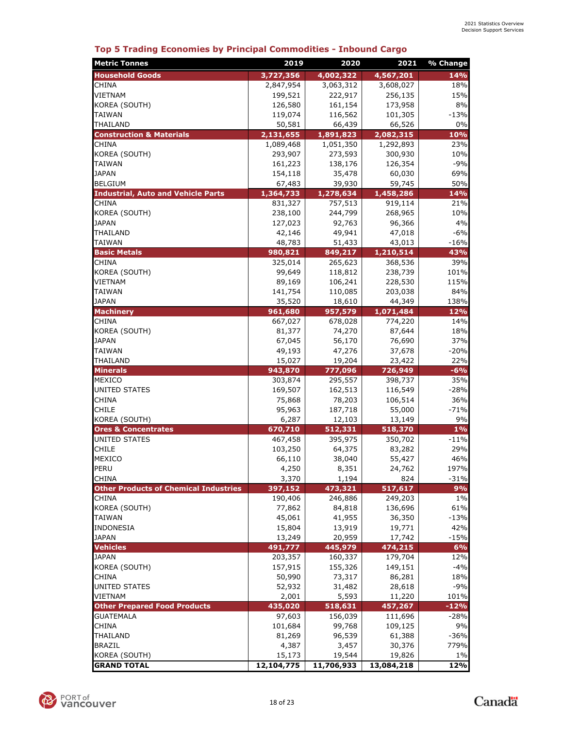## Top 5 Trading Economies by Principal Commodities - Inbound Cargo

| Metric Tonnes | 2019 | 2020 | 2021 | % Change |
|---|---|---|---|---|
| **Household Goods** | **3,727,356** | **4,002,322** | **4,567,201** | **14%** |
| CHINA | 2,847,954 | 3,063,312 | 3,608,027 | 18% |
| VIETNAM | 199,521 | 222,917 | 256,135 | 15% |
| KOREA (SOUTH) | 126,580 | 161,154 | 173,958 | 8% |
| TAIWAN | 119,074 | 116,562 | 101,305 | -13% |
| THAILAND | 50,581 | 66,439 | 66,526 | 0% |
| **Construction & Materials** | **2,131,655** | **1,891,823** | **2,082,315** | **10%** |
| CHINA | 1,089,468 | 1,051,350 | 1,292,893 | 23% |
| KOREA (SOUTH) | 293,907 | 273,593 | 300,930 | 10% |
| TAIWAN | 161,223 | 138,176 | 126,354 | -9% |
| JAPAN | 154,118 | 35,478 | 60,030 | 69% |
| BELGIUM | 67,483 | 39,930 | 59,745 | 50% |
| **Industrial, Auto and Vehicle Parts** | **1,364,733** | **1,278,634** | **1,458,286** | **14%** |
| CHINA | 831,327 | 757,513 | 919,114 | 21% |
| KOREA (SOUTH) | 238,100 | 244,799 | 268,965 | 10% |
| JAPAN | 127,023 | 92,763 | 96,366 | 4% |
| THAILAND | 42,146 | 49,941 | 47,018 | -6% |
| TAIWAN | 48,783 | 51,433 | 43,013 | -16% |
| **Basic Metals** | **980,821** | **849,217** | **1,210,514** | **43%** |
| CHINA | 325,014 | 265,623 | 368,536 | 39% |
| KOREA (SOUTH) | 99,649 | 118,812 | 238,739 | 101% |
| VIETNAM | 89,169 | 106,241 | 228,530 | 115% |
| TAIWAN | 141,754 | 110,085 | 203,038 | 84% |
| JAPAN | 35,520 | 18,610 | 44,349 | 138% |
| **Machinery** | **961,680** | **957,579** | **1,071,484** | **12%** |
| CHINA | 667,027 | 678,028 | 774,220 | 14% |
| KOREA (SOUTH) | 81,377 | 74,270 | 87,644 | 18% |
| JAPAN | 67,045 | 56,170 | 76,690 | 37% |
| TAIWAN | 49,193 | 47,276 | 37,678 | -20% |
| THAILAND | 15,027 | 19,204 | 23,422 | 22% |
| **Minerals** | **943,870** | **777,096** | **726,949** | **-6%** |
| MEXICO | 303,874 | 295,557 | 398,737 | 35% |
| UNITED STATES | 169,507 | 162,513 | 116,549 | -28% |
| CHINA | 75,868 | 78,203 | 106,514 | 36% |
| CHILE | 95,963 | 187,718 | 55,000 | -71% |
| KOREA (SOUTH) | 6,287 | 12,103 | 13,149 | 9% |
| **Ores & Concentrates** | **670,710** | **512,331** | **518,370** | **1%** |
| UNITED STATES | 467,458 | 395,975 | 350,702 | -11% |
| CHILE | 103,250 | 64,375 | 83,282 | 29% |
| MEXICO | 66,110 | 38,040 | 55,427 | 46% |
| PERU | 4,250 | 8,351 | 24,762 | 197% |
| CHINA | 3,370 | 1,194 | 824 | -31% |
| **Other Products of Chemical Industries** | **397,152** | **473,321** | **517,617** | **9%** |
| CHINA | 190,406 | 246,886 | 249,203 | 1% |
| KOREA (SOUTH) | 77,862 | 84,818 | 136,696 | 61% |
| TAIWAN | 45,061 | 41,955 | 36,350 | -13% |
| INDONESIA | 15,804 | 13,919 | 19,771 | 42% |
| JAPAN | 13,249 | 20,959 | 17,742 | -15% |
| **Vehicles** | **491,777** | **445,979** | **474,215** | **6%** |
| JAPAN | 203,357 | 160,337 | 179,704 | 12% |
| KOREA (SOUTH) | 157,915 | 155,326 | 149,151 | -4% |
| CHINA | 50,990 | 73,317 | 86,281 | 18% |
| UNITED STATES | 52,932 | 31,482 | 28,618 | -9% |
| VIETNAM | 2,001 | 5,593 | 11,220 | 101% |
| **Other Prepared Food Products** | **435,020** | **518,631** | **457,267** | **-12%** |
| GUATEMALA | 97,603 | 156,039 | 111,696 | -28% |
| CHINA | 101,684 | 99,768 | 109,125 | 9% |
| THAILAND | 81,269 | 96,539 | 61,388 | -36% |
| BRAZIL | 4,387 | 3,457 | 30,376 | 779% |
| KOREA (SOUTH) | 15,173 | 19,544 | 19,826 | 1% |
| **GRAND TOTAL** | **12,104,775** | **11,706,933** | **13,084,218** | **12%** |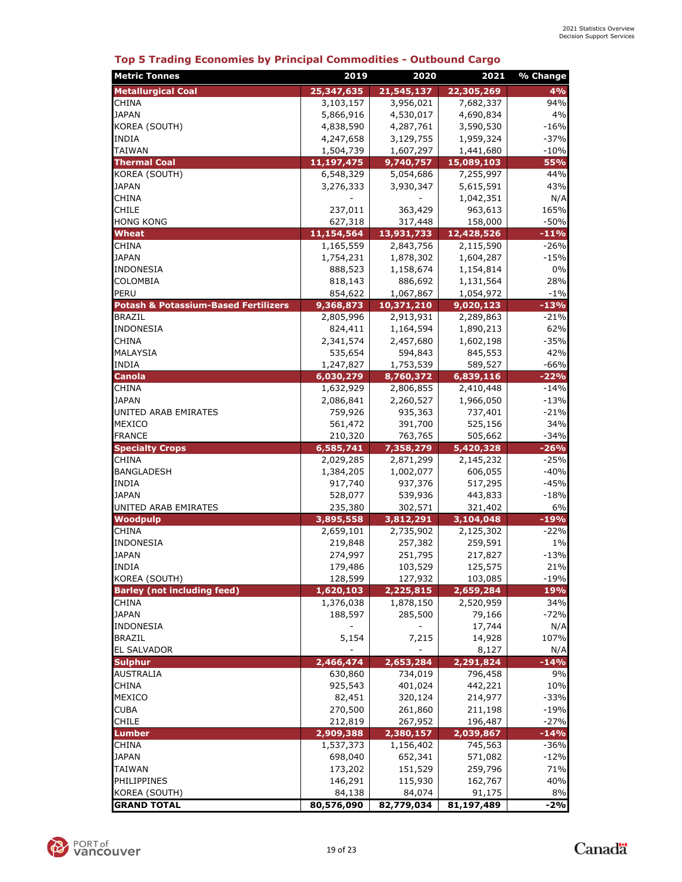## Top 5 Trading Economies by Principal Commodities - Outbound Cargo

| Metric Tonnes | 2019 | 2020 | 2021 | % Change |
|---|---|---|---|---|
| **Metallurgical Coal** | **25,347,635** | **21,545,137** | **22,305,269** | **4%** |
| CHINA | 3,103,157 | 3,956,021 | 7,682,337 | 94% |
| JAPAN | 5,866,916 | 4,530,017 | 4,690,834 | 4% |
| KOREA (SOUTH) | 4,838,590 | 4,287,761 | 3,590,530 | -16% |
| INDIA | 4,247,658 | 3,129,755 | 1,959,324 | -37% |
| TAIWAN | 1,504,739 | 1,607,297 | 1,441,680 | -10% |
| **Thermal Coal** | **11,197,475** | **9,740,757** | **15,089,103** | **55%** |
| KOREA (SOUTH) | 6,548,329 | 5,054,686 | 7,255,997 | 44% |
| JAPAN | 3,276,333 | 3,930,347 | 5,615,591 | 43% |
| CHINA | - | - | 1,042,351 | N/A |
| CHILE | 237,011 | 363,429 | 963,613 | 165% |
| HONG KONG | 627,318 | 317,448 | 158,000 | -50% |
| **Wheat** | **11,154,564** | **13,931,733** | **12,428,526** | **-11%** |
| CHINA | 1,165,559 | 2,843,756 | 2,115,590 | -26% |
| JAPAN | 1,754,231 | 1,878,302 | 1,604,287 | -15% |
| INDONESIA | 888,523 | 1,158,674 | 1,154,814 | 0% |
| COLOMBIA | 818,143 | 886,692 | 1,131,564 | 28% |
| PERU | 854,622 | 1,067,867 | 1,054,972 | -1% |
| **Potash & Potassium-Based Fertilizers** | **9,368,873** | **10,371,210** | **9,020,123** | **-13%** |
| BRAZIL | 2,805,996 | 2,913,931 | 2,289,863 | -21% |
| INDONESIA | 824,411 | 1,164,594 | 1,890,213 | 62% |
| CHINA | 2,341,574 | 2,457,680 | 1,602,198 | -35% |
| MALAYSIA | 535,654 | 594,843 | 845,553 | 42% |
| INDIA | 1,247,827 | 1,753,539 | 589,527 | -66% |
| **Canola** | **6,030,279** | **8,760,372** | **6,839,116** | **-22%** |
| CHINA | 1,632,929 | 2,806,855 | 2,410,448 | -14% |
| JAPAN | 2,086,841 | 2,260,527 | 1,966,050 | -13% |
| UNITED ARAB EMIRATES | 759,926 | 935,363 | 737,401 | -21% |
| MEXICO | 561,472 | 391,700 | 525,156 | 34% |
| FRANCE | 210,320 | 763,765 | 505,662 | -34% |
| **Specialty Crops** | **6,585,741** | **7,358,279** | **5,420,328** | **-26%** |
| CHINA | 2,029,285 | 2,871,299 | 2,145,232 | -25% |
| BANGLADESH | 1,384,205 | 1,002,077 | 606,055 | -40% |
| INDIA | 917,740 | 937,376 | 517,295 | -45% |
| JAPAN | 528,077 | 539,936 | 443,833 | -18% |
| UNITED ARAB EMIRATES | 235,380 | 302,571 | 321,402 | 6% |
| **Woodpulp** | **3,895,558** | **3,812,291** | **3,104,048** | **-19%** |
| CHINA | 2,659,101 | 2,735,902 | 2,125,302 | -22% |
| INDONESIA | 219,848 | 257,382 | 259,591 | 1% |
| JAPAN | 274,997 | 251,795 | 217,827 | -13% |
| INDIA | 179,486 | 103,529 | 125,575 | 21% |
| KOREA (SOUTH) | 128,599 | 127,932 | 103,085 | -19% |
| **Barley (not including feed)** | **1,620,103** | **2,225,815** | **2,659,284** | **19%** |
| CHINA | 1,376,038 | 1,878,150 | 2,520,959 | 34% |
| JAPAN | 188,597 | 285,500 | 79,166 | -72% |
| INDONESIA | - | - | 17,744 | N/A |
| BRAZIL | 5,154 | 7,215 | 14,928 | 107% |
| EL SALVADOR | - | - | 8,127 | N/A |
| **Sulphur** | **2,466,474** | **2,653,284** | **2,291,824** | **-14%** |
| AUSTRALIA | 630,860 | 734,019 | 796,458 | 9% |
| CHINA | 925,543 | 401,024 | 442,221 | 10% |
| MEXICO | 82,451 | 320,124 | 214,977 | -33% |
| CUBA | 270,500 | 261,860 | 211,198 | -19% |
| CHILE | 212,819 | 267,952 | 196,487 | -27% |
| **Lumber** | **2,909,388** | **2,380,157** | **2,039,867** | **-14%** |
| CHINA | 1,537,373 | 1,156,402 | 745,563 | -36% |
| JAPAN | 698,040 | 652,341 | 571,082 | -12% |
| TAIWAN | 173,202 | 151,529 | 259,796 | 71% |
| PHILIPPINES | 146,291 | 115,930 | 162,767 | 40% |
| KOREA (SOUTH) | 84,138 | 84,074 | 91,175 | 8% |
| **GRAND TOTAL** | **80,576,090** | **82,779,034** | **81,197,489** | **-2%** |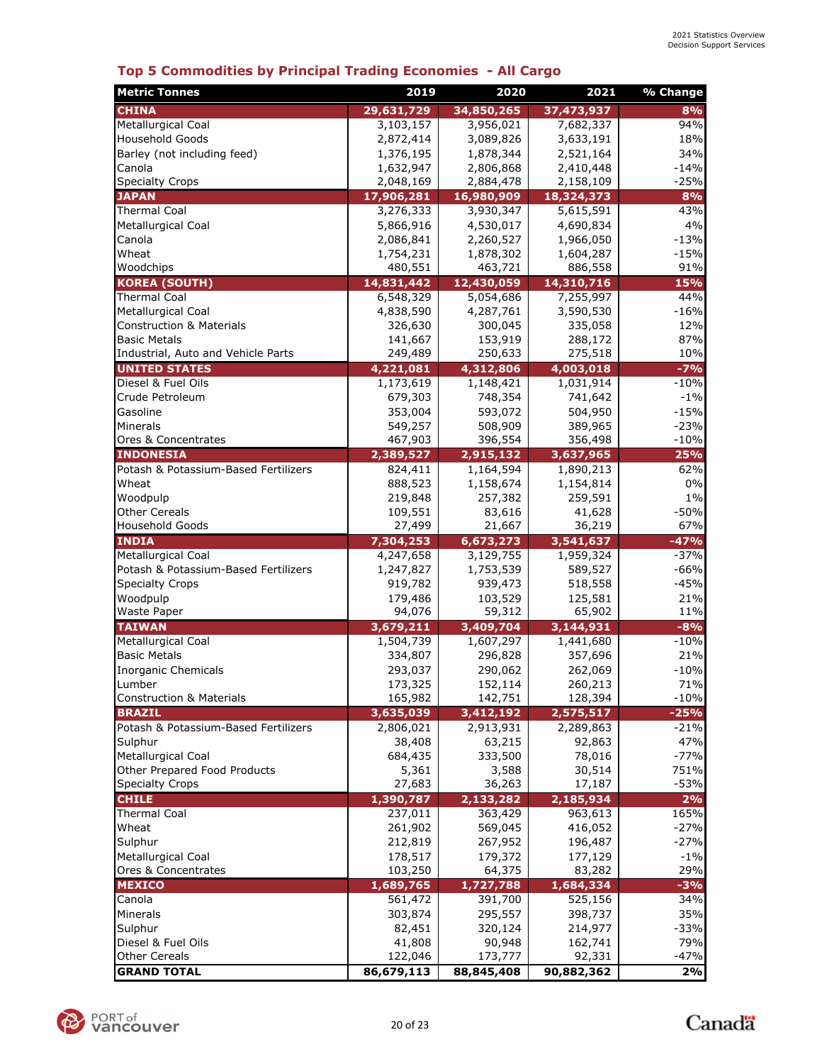## Top 5 Commodities by Principal Trading Economies - All Cargo

| Metric Tonnes | 2019 | 2020 | 2021 | % Change |
|---|---|---|---|---|
| **CHINA** | **29,631,729** | **34,850,265** | **37,473,937** | **8%** |
| Metallurgical Coal | 3,103,157 | 3,956,021 | 7,682,337 | 94% |
| Household Goods | 2,872,414 | 3,089,826 | 3,633,191 | 18% |
| Barley (not including feed) | 1,376,195 | 1,878,344 | 2,521,164 | 34% |
| Canola | 1,632,947 | 2,806,868 | 2,410,448 | -14% |
| Specialty Crops | 2,048,169 | 2,884,478 | 2,158,109 | -25% |
| **JAPAN** | **17,906,281** | **16,980,909** | **18,324,373** | **8%** |
| Thermal Coal | 3,276,333 | 3,930,347 | 5,615,591 | 43% |
| Metallurgical Coal | 5,866,916 | 4,530,017 | 4,690,834 | 4% |
| Canola | 2,086,841 | 2,260,527 | 1,966,050 | -13% |
| Wheat | 1,754,231 | 1,878,302 | 1,604,287 | -15% |
| Woodchips | 480,551 | 463,721 | 886,558 | 91% |
| **KOREA (SOUTH)** | **14,831,442** | **12,430,059** | **14,310,716** | **15%** |
| Thermal Coal | 6,548,329 | 5,054,686 | 7,255,997 | 44% |
| Metallurgical Coal | 4,838,590 | 4,287,761 | 3,590,530 | -16% |
| Construction & Materials | 326,630 | 300,045 | 335,058 | 12% |
| Basic Metals | 141,667 | 153,919 | 288,172 | 87% |
| Industrial, Auto and Vehicle Parts | 249,489 | 250,633 | 275,518 | 10% |
| **UNITED STATES** | **4,221,081** | **4,312,806** | **4,003,018** | **-7%** |
| Diesel & Fuel Oils | 1,173,619 | 1,148,421 | 1,031,914 | -10% |
| Crude Petroleum | 679,303 | 748,354 | 741,642 | -1% |
| Gasoline | 353,004 | 593,072 | 504,950 | -15% |
| Minerals | 549,257 | 508,909 | 389,965 | -23% |
| Ores & Concentrates | 467,903 | 396,554 | 356,498 | -10% |
| **INDONESIA** | **2,389,527** | **2,915,132** | **3,637,965** | **25%** |
| Potash & Potassium-Based Fertilizers | 824,411 | 1,164,594 | 1,890,213 | 62% |
| Wheat | 888,523 | 1,158,674 | 1,154,814 | 0% |
| Woodpulp | 219,848 | 257,382 | 259,591 | 1% |
| Other Cereals | 109,551 | 83,616 | 41,628 | -50% |
| Household Goods | 27,499 | 21,667 | 36,219 | 67% |
| **INDIA** | **7,304,253** | **6,673,273** | **3,541,637** | **-47%** |
| Metallurgical Coal | 4,247,658 | 3,129,755 | 1,959,324 | -37% |
| Potash & Potassium-Based Fertilizers | 1,247,827 | 1,753,539 | 589,527 | -66% |
| Specialty Crops | 919,782 | 939,473 | 518,558 | -45% |
| Woodpulp | 179,486 | 103,529 | 125,581 | 21% |
| Waste Paper | 94,076 | 59,312 | 65,902 | 11% |
| **TAIWAN** | **3,679,211** | **3,409,704** | **3,144,931** | **-8%** |
| Metallurgical Coal | 1,504,739 | 1,607,297 | 1,441,680 | -10% |
| Basic Metals | 334,807 | 296,828 | 357,696 | 21% |
| Inorganic Chemicals | 293,037 | 290,062 | 262,069 | -10% |
| Lumber | 173,325 | 152,114 | 260,213 | 71% |
| Construction & Materials | 165,982 | 142,751 | 128,394 | -10% |
| **BRAZIL** | **3,635,039** | **3,412,192** | **2,575,517** | **-25%** |
| Potash & Potassium-Based Fertilizers | 2,806,021 | 2,913,931 | 2,289,863 | -21% |
| Sulphur | 38,408 | 63,215 | 92,863 | 47% |
| Metallurgical Coal | 684,435 | 333,500 | 78,016 | -77% |
| Other Prepared Food Products | 5,361 | 3,588 | 30,514 | 751% |
| Specialty Crops | 27,683 | 36,263 | 17,187 | -53% |
| **CHILE** | **1,390,787** | **2,133,282** | **2,185,934** | **2%** |
| Thermal Coal | 237,011 | 363,429 | 963,613 | 165% |
| Wheat | 261,902 | 569,045 | 416,052 | -27% |
| Sulphur | 212,819 | 267,952 | 196,487 | -27% |
| Metallurgical Coal | 178,517 | 179,372 | 177,129 | -1% |
| Ores & Concentrates | 103,250 | 64,375 | 83,282 | 29% |
| **MEXICO** | **1,689,765** | **1,727,788** | **1,684,334** | **-3%** |
| Canola | 561,472 | 391,700 | 525,156 | 34% |
| Minerals | 303,874 | 295,557 | 398,737 | 35% |
| Sulphur | 82,451 | 320,124 | 214,977 | -33% |
| Diesel & Fuel Oils | 41,808 | 90,948 | 162,741 | 79% |
| Other Cereals | 122,046 | 173,777 | 92,331 | -47% |
| **GRAND TOTAL** | **86,679,113** | **88,845,408** | **90,882,362** | **2%** |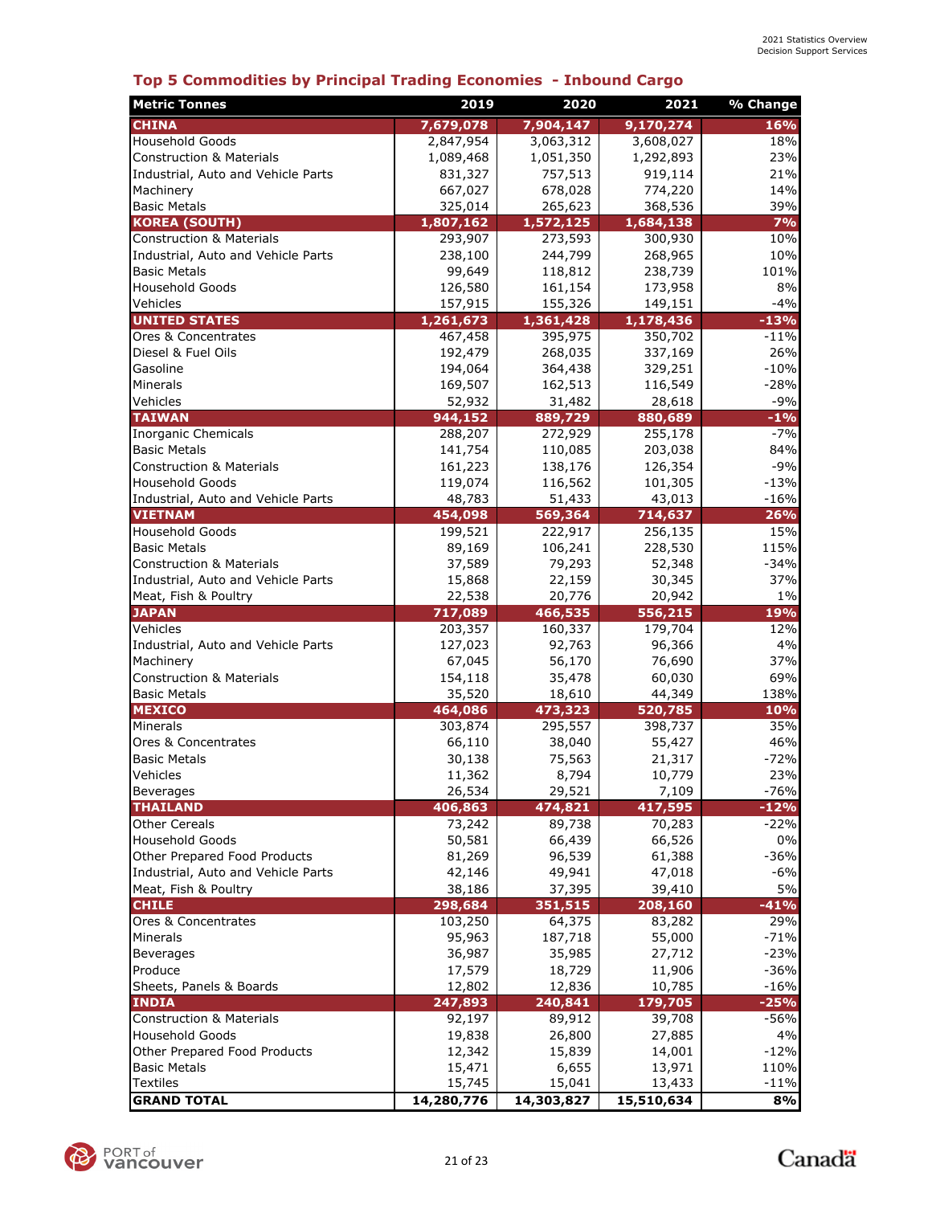## Top 5 Commodities by Principal Trading Economies - Inbound Cargo

| Metric Tonnes | 2019 | 2020 | 2021 | % Change |
|---|---|---|---|---|
| **CHINA** | **7,679,078** | **7,904,147** | **9,170,274** | **16%** |
| Household Goods | 2,847,954 | 3,063,312 | 3,608,027 | 18% |
| Construction & Materials | 1,089,468 | 1,051,350 | 1,292,893 | 23% |
| Industrial, Auto and Vehicle Parts | 831,327 | 757,513 | 919,114 | 21% |
| Machinery | 667,027 | 678,028 | 774,220 | 14% |
| Basic Metals | 325,014 | 265,623 | 368,536 | 39% |
| **KOREA (SOUTH)** | **1,807,162** | **1,572,125** | **1,684,138** | **7%** |
| Construction & Materials | 293,907 | 273,593 | 300,930 | 10% |
| Industrial, Auto and Vehicle Parts | 238,100 | 244,799 | 268,965 | 10% |
| Basic Metals | 99,649 | 118,812 | 238,739 | 101% |
| Household Goods | 126,580 | 161,154 | 173,958 | 8% |
| Vehicles | 157,915 | 155,326 | 149,151 | -4% |
| **UNITED STATES** | **1,261,673** | **1,361,428** | **1,178,436** | **-13%** |
| Ores & Concentrates | 467,458 | 395,975 | 350,702 | -11% |
| Diesel & Fuel Oils | 192,479 | 268,035 | 337,169 | 26% |
| Gasoline | 194,064 | 364,438 | 329,251 | -10% |
| Minerals | 169,507 | 162,513 | 116,549 | -28% |
| Vehicles | 52,932 | 31,482 | 28,618 | -9% |
| **TAIWAN** | **944,152** | **889,729** | **880,689** | **-1%** |
| Inorganic Chemicals | 288,207 | 272,929 | 255,178 | -7% |
| Basic Metals | 141,754 | 110,085 | 203,038 | 84% |
| Construction & Materials | 161,223 | 138,176 | 126,354 | -9% |
| Household Goods | 119,074 | 116,562 | 101,305 | -13% |
| Industrial, Auto and Vehicle Parts | 48,783 | 51,433 | 43,013 | -16% |
| **VIETNAM** | **454,098** | **569,364** | **714,637** | **26%** |
| Household Goods | 199,521 | 222,917 | 256,135 | 15% |
| Basic Metals | 89,169 | 106,241 | 228,530 | 115% |
| Construction & Materials | 37,589 | 79,293 | 52,348 | -34% |
| Industrial, Auto and Vehicle Parts | 15,868 | 22,159 | 30,345 | 37% |
| Meat, Fish & Poultry | 22,538 | 20,776 | 20,942 | 1% |
| **JAPAN** | **717,089** | **466,535** | **556,215** | **19%** |
| Vehicles | 203,357 | 160,337 | 179,704 | 12% |
| Industrial, Auto and Vehicle Parts | 127,023 | 92,763 | 96,366 | 4% |
| Machinery | 67,045 | 56,170 | 76,690 | 37% |
| Construction & Materials | 154,118 | 35,478 | 60,030 | 69% |
| Basic Metals | 35,520 | 18,610 | 44,349 | 138% |
| **MEXICO** | **464,086** | **473,323** | **520,785** | **10%** |
| Minerals | 303,874 | 295,557 | 398,737 | 35% |
| Ores & Concentrates | 66,110 | 38,040 | 55,427 | 46% |
| Basic Metals | 30,138 | 75,563 | 21,317 | -72% |
| Vehicles | 11,362 | 8,794 | 10,779 | 23% |
| Beverages | 26,534 | 29,521 | 7,109 | -76% |
| **THAILAND** | **406,863** | **474,821** | **417,595** | **-12%** |
| Other Cereals | 73,242 | 89,738 | 70,283 | -22% |
| Household Goods | 50,581 | 66,439 | 66,526 | 0% |
| Other Prepared Food Products | 81,269 | 96,539 | 61,388 | -36% |
| Industrial, Auto and Vehicle Parts | 42,146 | 49,941 | 47,018 | -6% |
| Meat, Fish & Poultry | 38,186 | 37,395 | 39,410 | 5% |
| **CHILE** | **298,684** | **351,515** | **208,160** | **-41%** |
| Ores & Concentrates | 103,250 | 64,375 | 83,282 | 29% |
| Minerals | 95,963 | 187,718 | 55,000 | -71% |
| Beverages | 36,987 | 35,985 | 27,712 | -23% |
| Produce | 17,579 | 18,729 | 11,906 | -36% |
| Sheets, Panels & Boards | 12,802 | 12,836 | 10,785 | -16% |
| **INDIA** | **247,893** | **240,841** | **179,705** | **-25%** |
| Construction & Materials | 92,197 | 89,912 | 39,708 | -56% |
| Household Goods | 19,838 | 26,800 | 27,885 | 4% |
| Other Prepared Food Products | 12,342 | 15,839 | 14,001 | -12% |
| Basic Metals | 15,471 | 6,655 | 13,971 | 110% |
| Textiles | 15,745 | 15,041 | 13,433 | -11% |
| **GRAND TOTAL** | **14,280,776** | **14,303,827** | **15,510,634** | **8%** |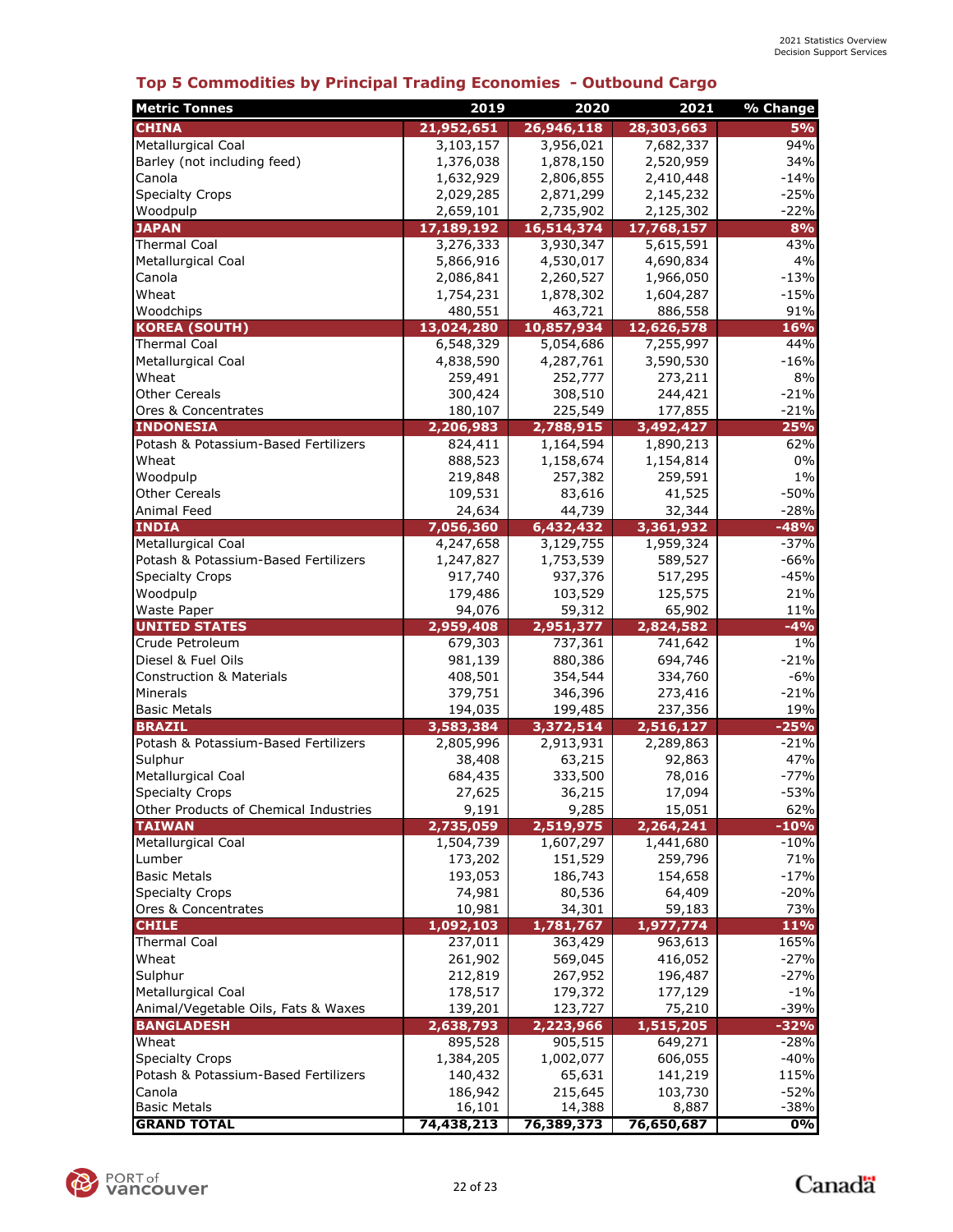## Top 5 Commodities by Principal Trading Economies - Outbound Cargo

| Metric Tonnes | 2019 | 2020 | 2021 | % Change |
|---|---|---|---|---|
| **CHINA** | **21,952,651** | **26,946,118** | **28,303,663** | **5%** |
| Metallurgical Coal | 3,103,157 | 3,956,021 | 7,682,337 | 94% |
| Barley (not including feed) | 1,376,038 | 1,878,150 | 2,520,959 | 34% |
| Canola | 1,632,929 | 2,806,855 | 2,410,448 | -14% |
| Specialty Crops | 2,029,285 | 2,871,299 | 2,145,232 | -25% |
| Woodpulp | 2,659,101 | 2,735,902 | 2,125,302 | -22% |
| **JAPAN** | **17,189,192** | **16,514,374** | **17,768,157** | **8%** |
| Thermal Coal | 3,276,333 | 3,930,347 | 5,615,591 | 43% |
| Metallurgical Coal | 5,866,916 | 4,530,017 | 4,690,834 | 4% |
| Canola | 2,086,841 | 2,260,527 | 1,966,050 | -13% |
| Wheat | 1,754,231 | 1,878,302 | 1,604,287 | -15% |
| Woodchips | 480,551 | 463,721 | 886,558 | 91% |
| **KOREA (SOUTH)** | **13,024,280** | **10,857,934** | **12,626,578** | **16%** |
| Thermal Coal | 6,548,329 | 5,054,686 | 7,255,997 | 44% |
| Metallurgical Coal | 4,838,590 | 4,287,761 | 3,590,530 | -16% |
| Wheat | 259,491 | 252,777 | 273,211 | 8% |
| Other Cereals | 300,424 | 308,510 | 244,421 | -21% |
| Ores & Concentrates | 180,107 | 225,549 | 177,855 | -21% |
| **INDONESIA** | **2,206,983** | **2,788,915** | **3,492,427** | **25%** |
| Potash & Potassium-Based Fertilizers | 824,411 | 1,164,594 | 1,890,213 | 62% |
| Wheat | 888,523 | 1,158,674 | 1,154,814 | 0% |
| Woodpulp | 219,848 | 257,382 | 259,591 | 1% |
| Other Cereals | 109,531 | 83,616 | 41,525 | -50% |
| Animal Feed | 24,634 | 44,739 | 32,344 | -28% |
| **INDIA** | **7,056,360** | **6,432,432** | **3,361,932** | **-48%** |
| Metallurgical Coal | 4,247,658 | 3,129,755 | 1,959,324 | -37% |
| Potash & Potassium-Based Fertilizers | 1,247,827 | 1,753,539 | 589,527 | -66% |
| Specialty Crops | 917,740 | 937,376 | 517,295 | -45% |
| Woodpulp | 179,486 | 103,529 | 125,575 | 21% |
| Waste Paper | 94,076 | 59,312 | 65,902 | 11% |
| **UNITED STATES** | **2,959,408** | **2,951,377** | **2,824,582** | **-4%** |
| Crude Petroleum | 679,303 | 737,361 | 741,642 | 1% |
| Diesel & Fuel Oils | 981,139 | 880,386 | 694,746 | -21% |
| Construction & Materials | 408,501 | 354,544 | 334,760 | -6% |
| Minerals | 379,751 | 346,396 | 273,416 | -21% |
| Basic Metals | 194,035 | 199,485 | 237,356 | 19% |
| **BRAZIL** | **3,583,384** | **3,372,514** | **2,516,127** | **-25%** |
| Potash & Potassium-Based Fertilizers | 2,805,996 | 2,913,931 | 2,289,863 | -21% |
| Sulphur | 38,408 | 63,215 | 92,863 | 47% |
| Metallurgical Coal | 684,435 | 333,500 | 78,016 | -77% |
| Specialty Crops | 27,625 | 36,215 | 17,094 | -53% |
| Other Products of Chemical Industries | 9,191 | 9,285 | 15,051 | 62% |
| **TAIWAN** | **2,735,059** | **2,519,975** | **2,264,241** | **-10%** |
| Metallurgical Coal | 1,504,739 | 1,607,297 | 1,441,680 | -10% |
| Lumber | 173,202 | 151,529 | 259,796 | 71% |
| Basic Metals | 193,053 | 186,743 | 154,658 | -17% |
| Specialty Crops | 74,981 | 80,536 | 64,409 | -20% |
| Ores & Concentrates | 10,981 | 34,301 | 59,183 | 73% |
| **CHILE** | **1,092,103** | **1,781,767** | **1,977,774** | **11%** |
| Thermal Coal | 237,011 | 363,429 | 963,613 | 165% |
| Wheat | 261,902 | 569,045 | 416,052 | -27% |
| Sulphur | 212,819 | 267,952 | 196,487 | -27% |
| Metallurgical Coal | 178,517 | 179,372 | 177,129 | -1% |
| Animal/Vegetable Oils, Fats & Waxes | 139,201 | 123,727 | 75,210 | -39% |
| **BANGLADESH** | **2,638,793** | **2,223,966** | **1,515,205** | **-32%** |
| Wheat | 895,528 | 905,515 | 649,271 | -28% |
| Specialty Crops | 1,384,205 | 1,002,077 | 606,055 | -40% |
| Potash & Potassium-Based Fertilizers | 140,432 | 65,631 | 141,219 | 115% |
| Canola | 186,942 | 215,645 | 103,730 | -52% |
| Basic Metals | 16,101 | 14,388 | 8,887 | -38% |
| **GRAND TOTAL** | **74,438,213** | **76,389,373** | **76,650,687** | **0%** |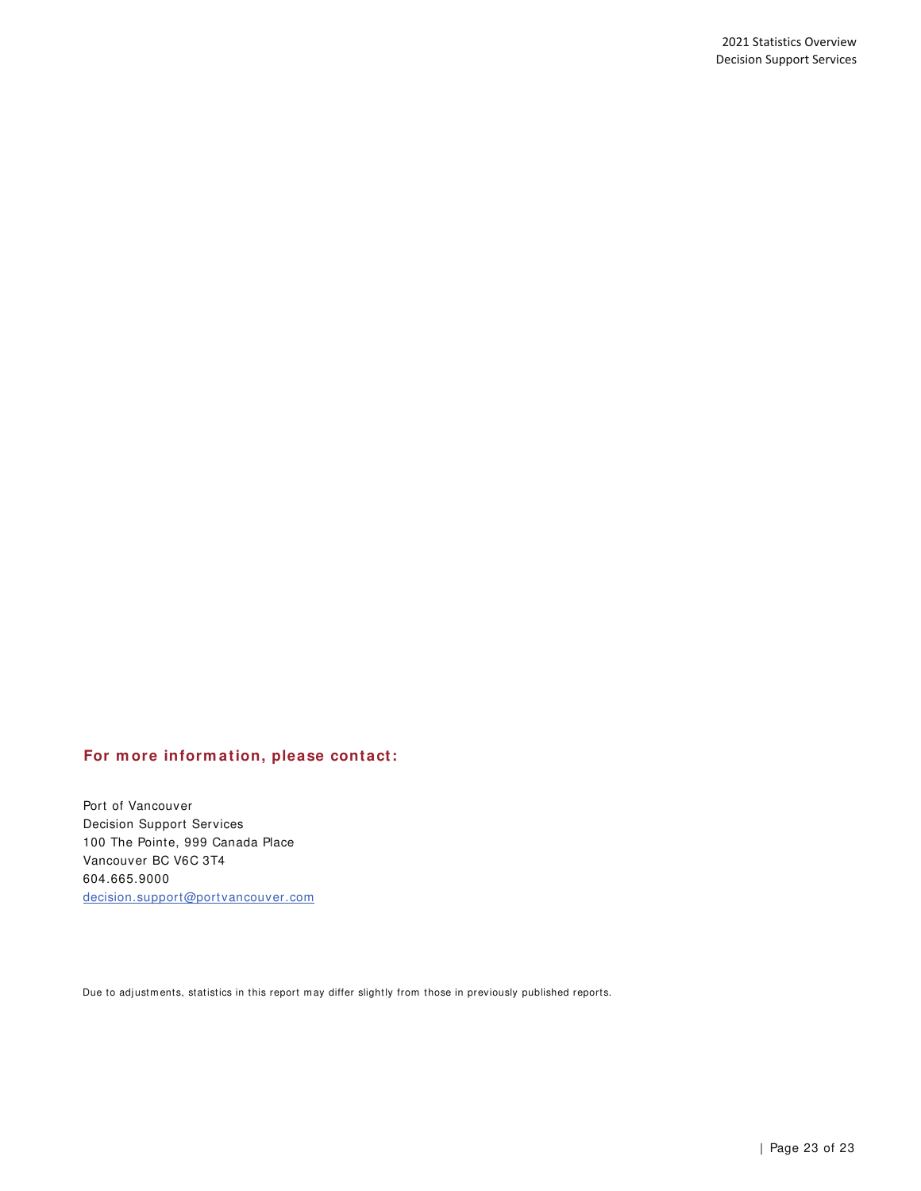**For more information, please contact:**

Port of Vancouver
Decision Support Services
100 The Pointe, 999 Canada Place
Vancouver BC V6C 3T4
604.665.9000
decision.support@portvancouver.com

Due to adjustments, statistics in this report may differ slightly from those in previously published reports.